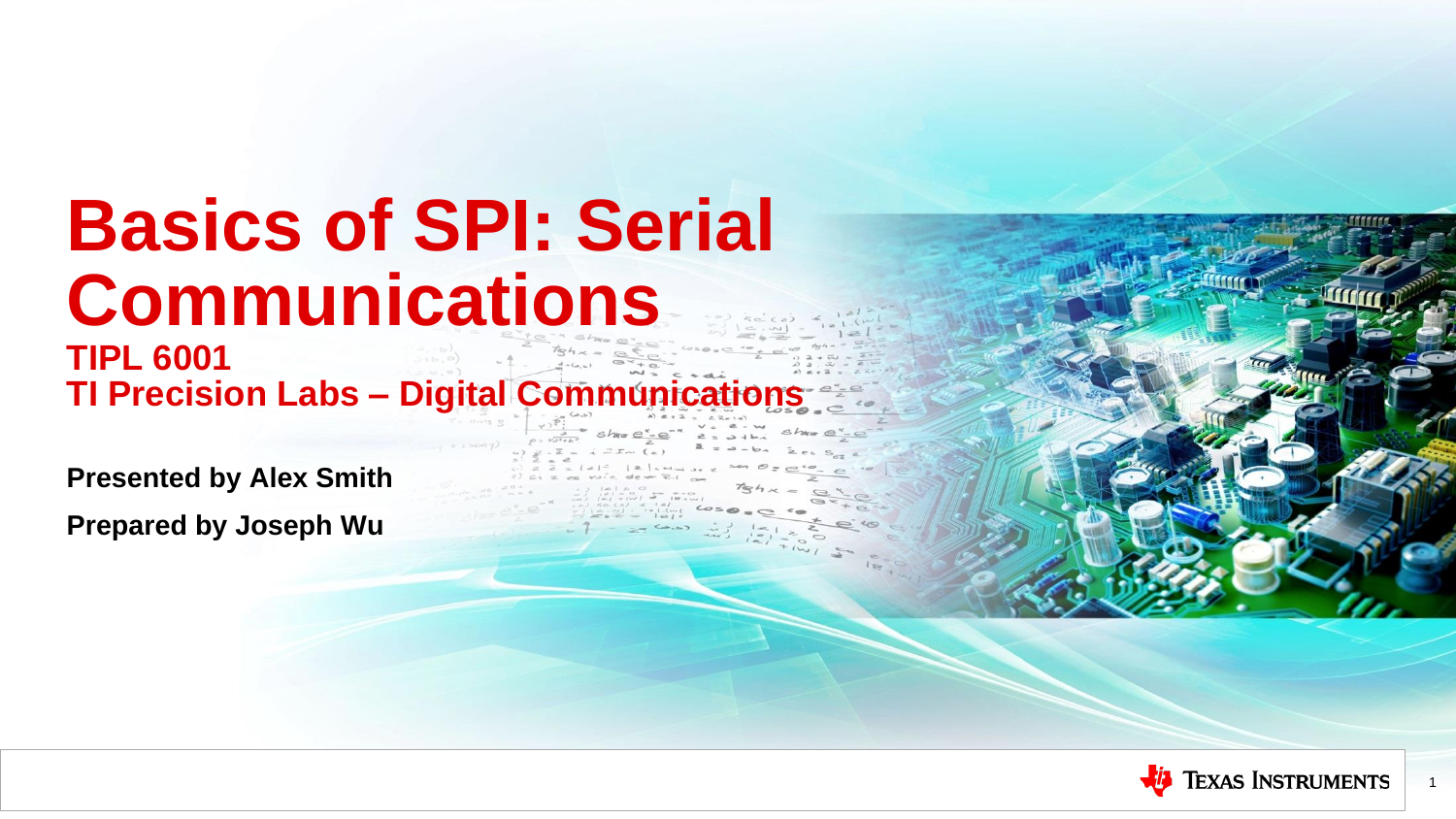# Basics of SPI: Serial Communications

## TIPL 6001

## TI Precision Labs – Digital Communications

**Presented by Alex Smith**

**Prepared by Joseph Wu**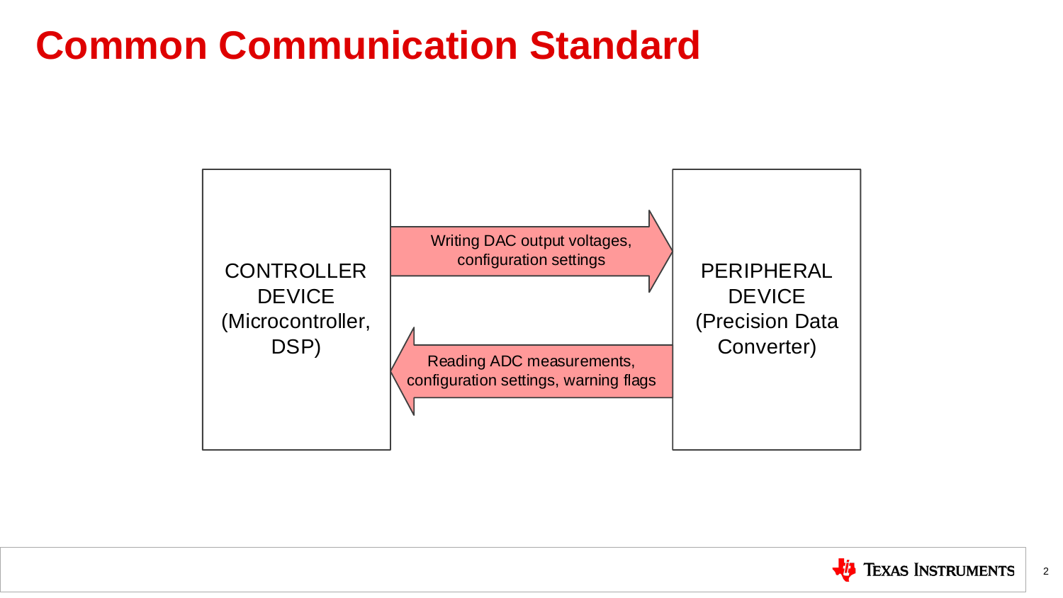# Common Communication Standard

CONTROLLER DEVICE (Microcontroller, DSP)

Writing DAC output voltages, configuration settings

Reading ADC measurements, configuration settings, warning flags

PERIPHERAL DEVICE (Precision Data Converter)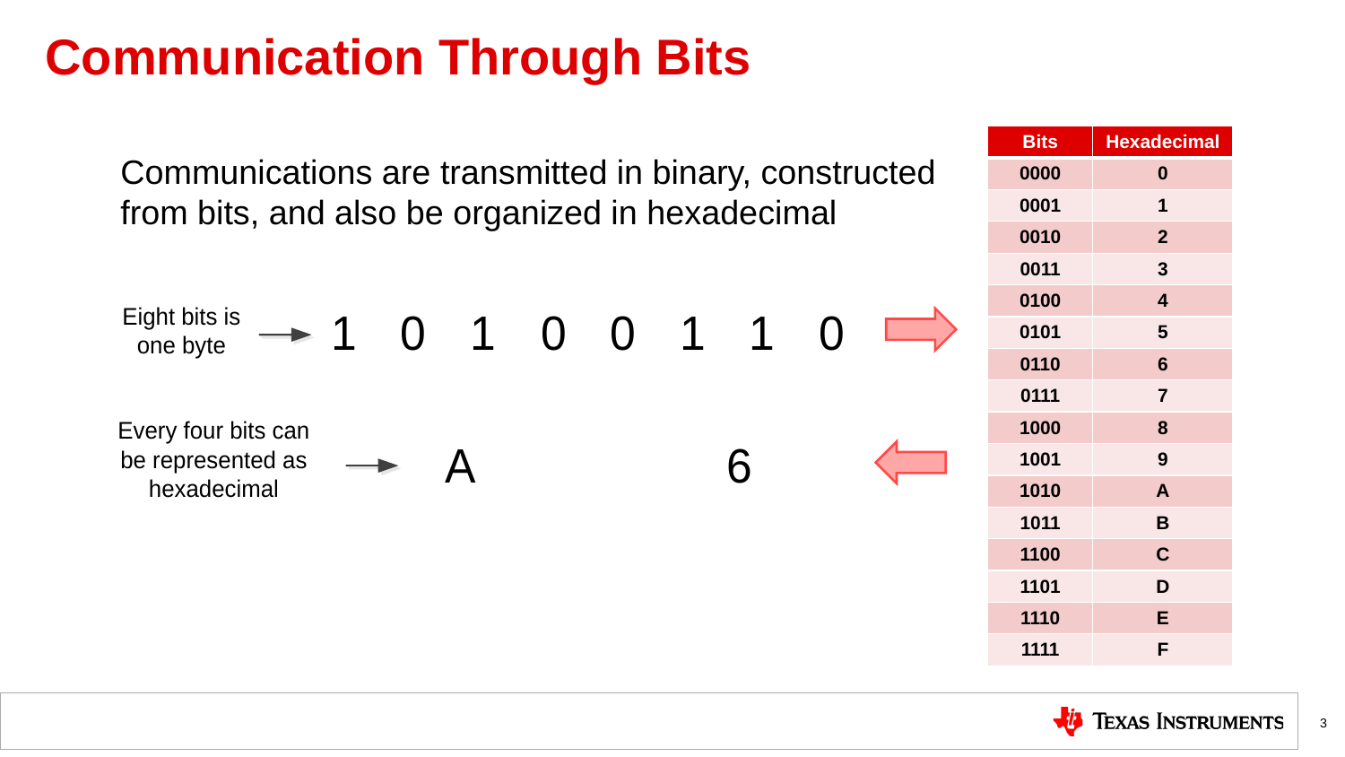# Communication Through Bits

Communications are transmitted in binary, constructed from bits, and also be organized in hexadecimal

Eight bits is one byte → 1 0 1 0 0 1 1 0

Every four bits can be represented as hexadecimal → A 6

| Bits | Hexadecimal |
|---|---|
| 0000 | 0 |
| 0001 | 1 |
| 0010 | 2 |
| 0011 | 3 |
| 0100 | 4 |
| 0101 | 5 |
| 0110 | 6 |
| 0111 | 7 |
| 1000 | 8 |
| 1001 | 9 |
| 1010 | A |
| 1011 | B |
| 1100 | C |
| 1101 | D |
| 1110 | E |
| 1111 | F |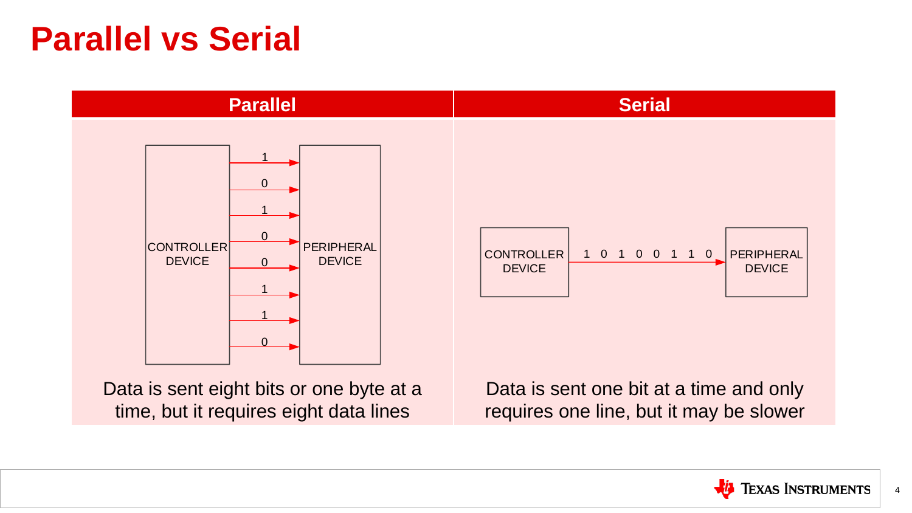# Parallel vs Serial

| Parallel | Serial |
|---|---|
| CONTROLLER DEVICE → 1, 0, 1, 0, 0, 1, 1, 0 → PERIPHERAL DEVICE | CONTROLLER DEVICE → 1 0 1 0 0 1 1 0 → PERIPHERAL DEVICE |
| Data is sent eight bits or one byte at a time, but it requires eight data lines | Data is sent one bit at a time and only requires one line, but it may be slower |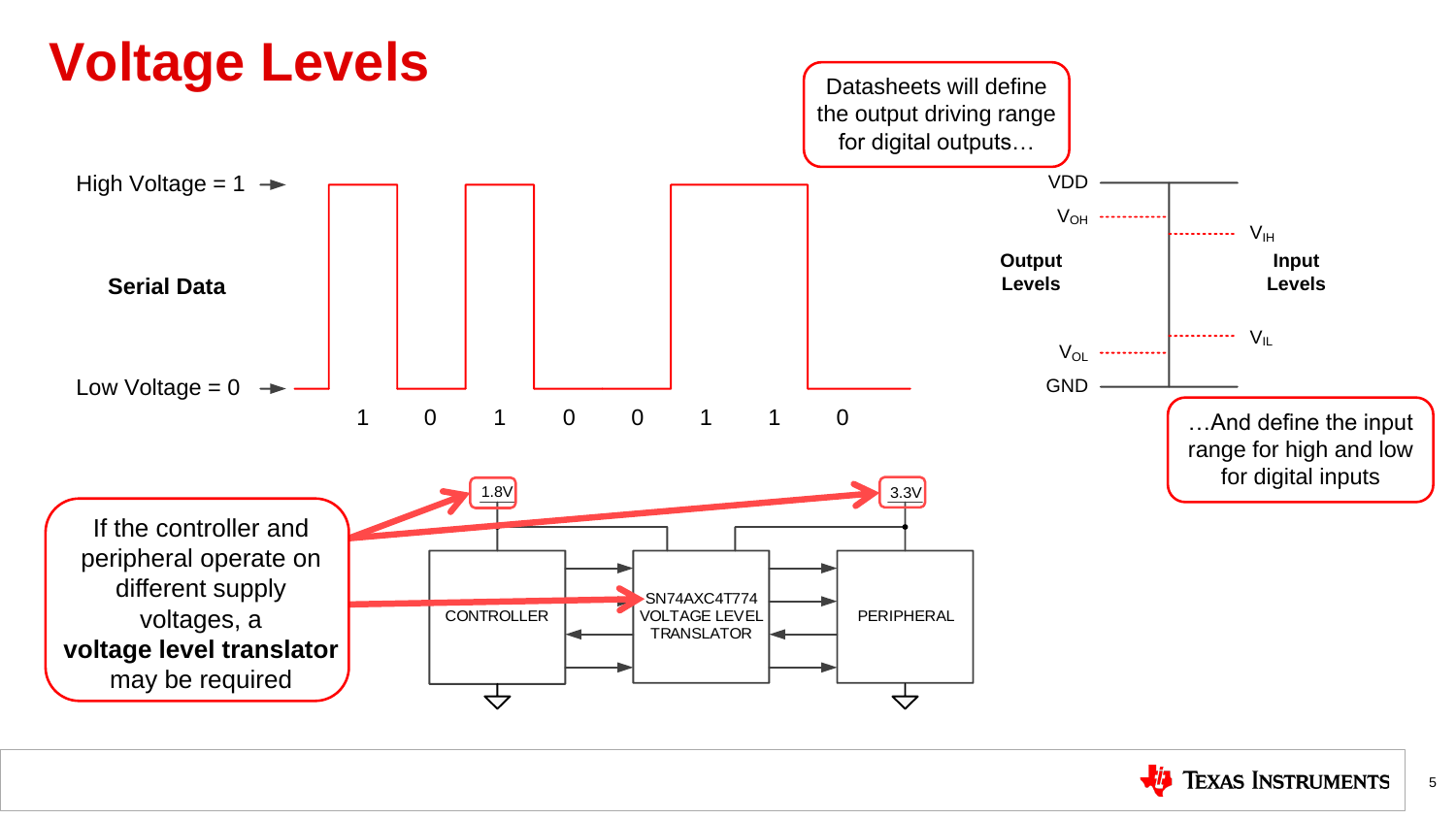# Voltage Levels

High Voltage = 1

**Serial Data**

Low Voltage = 0

1 0 1 0 0 1 1 0

Datasheets will define the output driving range for digital outputs…

VDD

$V_{OH}$

$V_{IH}$

**Output Levels**

**Input Levels**

$V_{IL}$

$V_{OL}$

GND

…And define the input range for high and low for digital inputs

If the controller and peripheral operate on different supply voltages, a **voltage level translator** may be required

1.8V

3.3V

CONTROLLER

SN74AXC4T774 VOLTAGE LEVEL TRANSLATOR

PERIPHERAL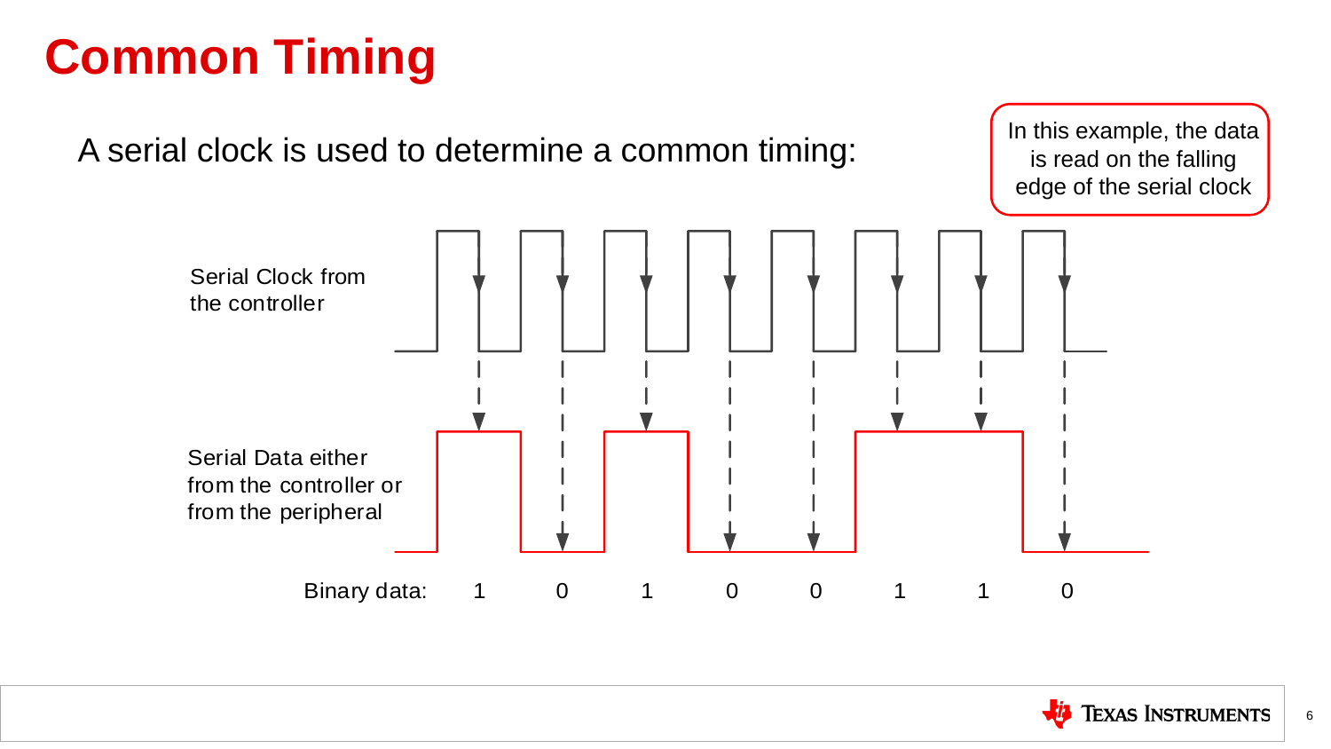# Common Timing

A serial clock is used to determine a common timing:

In this example, the data is read on the falling edge of the serial clock

Serial Clock from the controller

Serial Data either from the controller or from the peripheral

Binary data: 1 0 1 0 0 1 1 0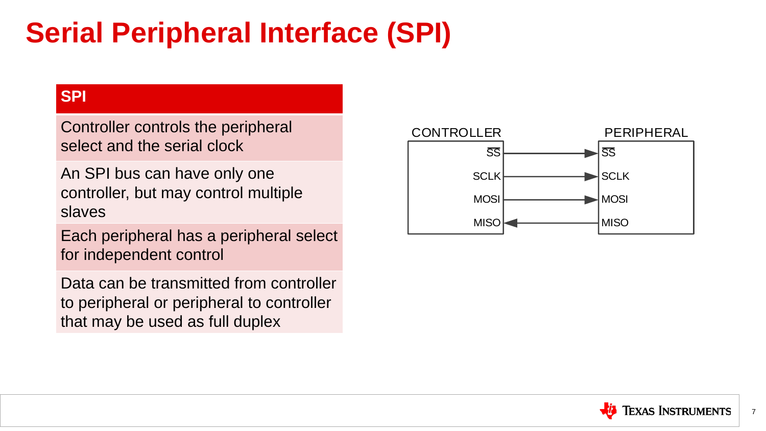# Serial Peripheral Interface (SPI)

| SPI |
| --- |
| Controller controls the peripheral select and the serial clock |
| An SPI bus can have only one controller, but may control multiple slaves |
| Each peripheral has a peripheral select for independent control |
| Data can be transmitted from controller to peripheral or peripheral to controller that may be used as full duplex |

CONTROLLER

$\overline{SS}$
SCLK
MOSI
MISO

PERIPHERAL

$\overline{SS}$
SCLK
MOSI
MISO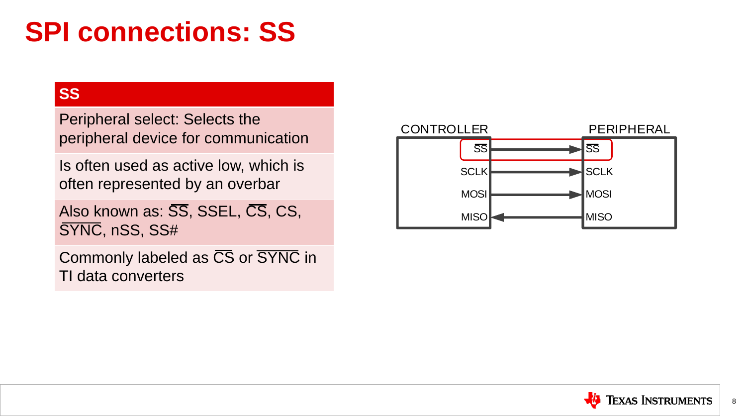# SPI connections: SS

| SS |
| --- |
| Peripheral select: Selects the peripheral device for communication |
| Is often used as active low, which is often represented by an overbar |
| Also known as: $\overline{\text{SS}}$, SSEL, $\overline{\text{CS}}$, CS, $\overline{\text{SYNC}}$, nSS, SS# |
| Commonly labeled as $\overline{\text{CS}}$ or $\overline{\text{SYNC}}$ in TI data converters |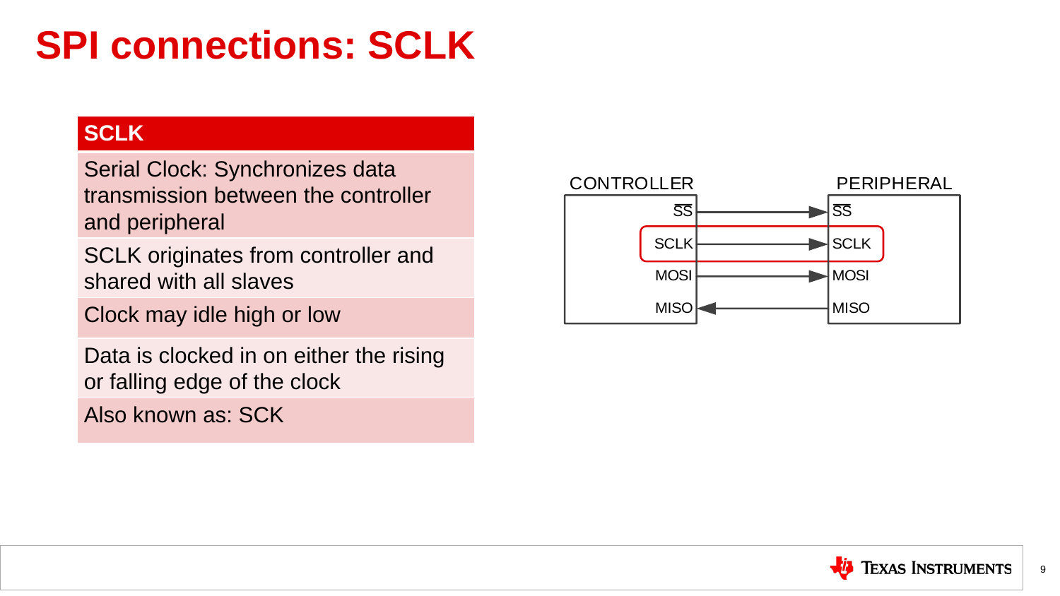# SPI connections: SCLK

| SCLK |
| --- |
| Serial Clock: Synchronizes data transmission between the controller and peripheral |
| SCLK originates from controller and shared with all slaves |
| Clock may idle high or low |
| Data is clocked in on either the rising or falling edge of the clock |
| Also known as: SCK |

CONTROLLER PERIPHERAL

$\overline{SS}$ → $\overline{SS}$

SCLK → SCLK

MOSI → MOSI

MISO ← MISO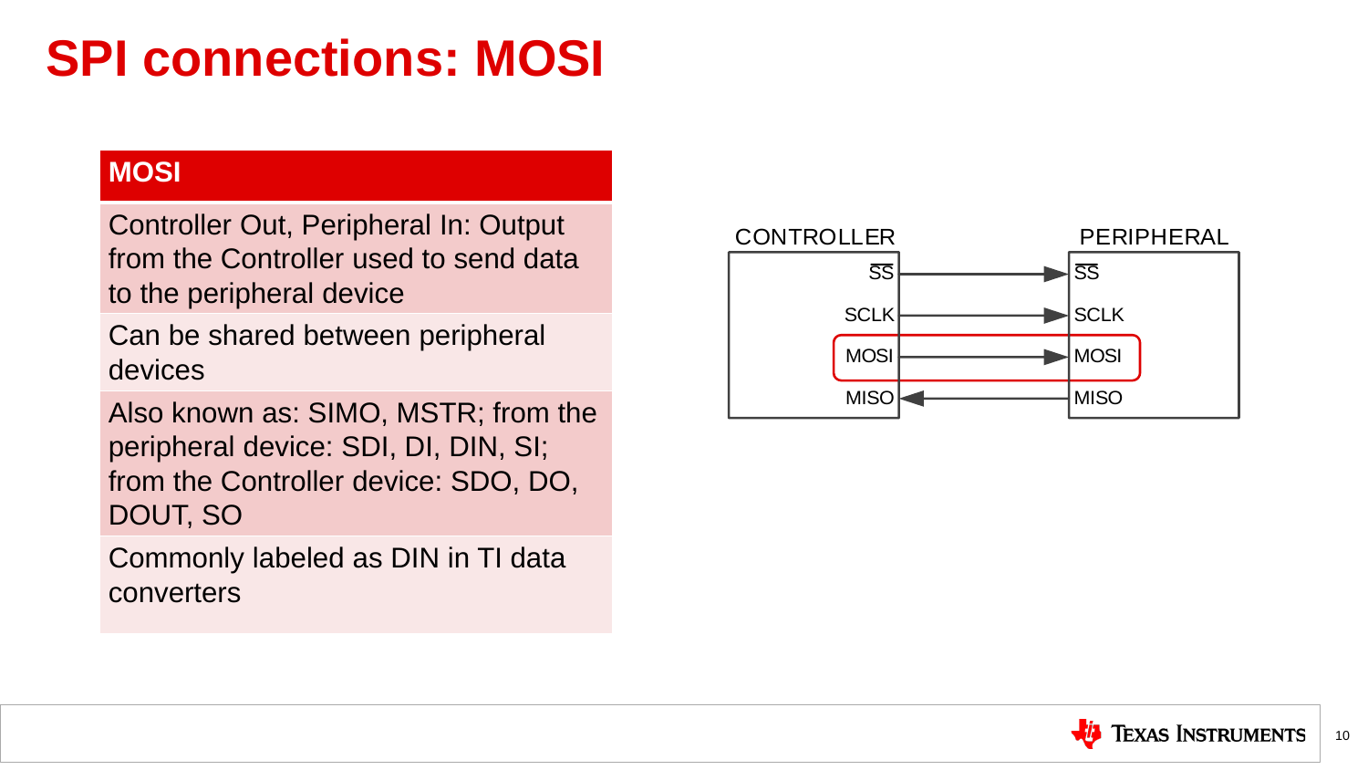# SPI connections: MOSI

| MOSI |
| --- |
| Controller Out, Peripheral In: Output from the Controller used to send data to the peripheral device |
| Can be shared between peripheral devices |
| Also known as: SIMO, MSTR; from the peripheral device: SDI, DI, DIN, SI; from the Controller device: SDO, DO, DOUT, SO |
| Commonly labeled as DIN in TI data converters |

CONTROLLER | PERIPHERAL

$\overline{SS}$ → $\overline{SS}$

SCLK → SCLK

MOSI → MOSI

MISO ← MISO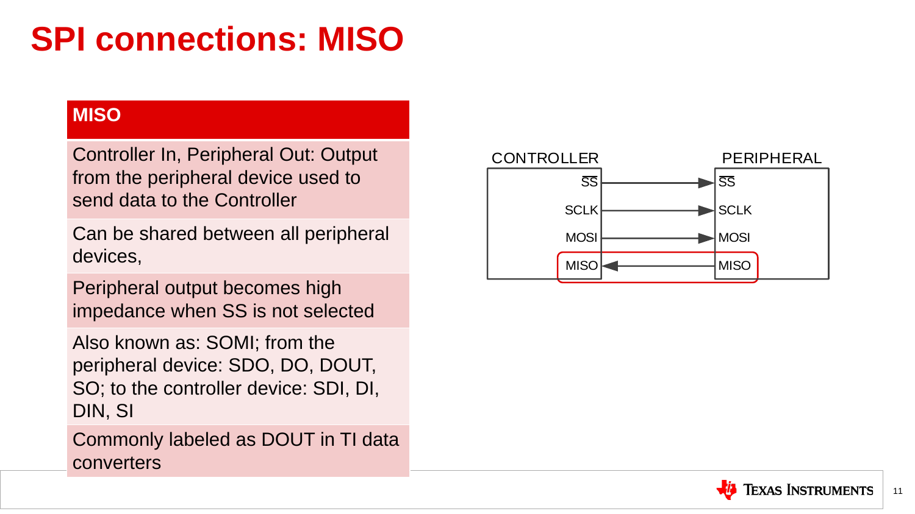# SPI connections: MISO

| MISO |
| --- |
| Controller In, Peripheral Out: Output from the peripheral device used to send data to the Controller |
| Can be shared between all peripheral devices, |
| Peripheral output becomes high impedance when SS is not selected |
| Also known as: SOMI; from the peripheral device: SDO, DO, DOUT, SO; to the controller device: SDI, DI, DIN, SI |
| Commonly labeled as DOUT in TI data converters |

CONTROLLER | PERIPHERAL

$\overline{SS}$ → $\overline{SS}$

SCLK → SCLK

MOSI → MOSI

MISO ← MISO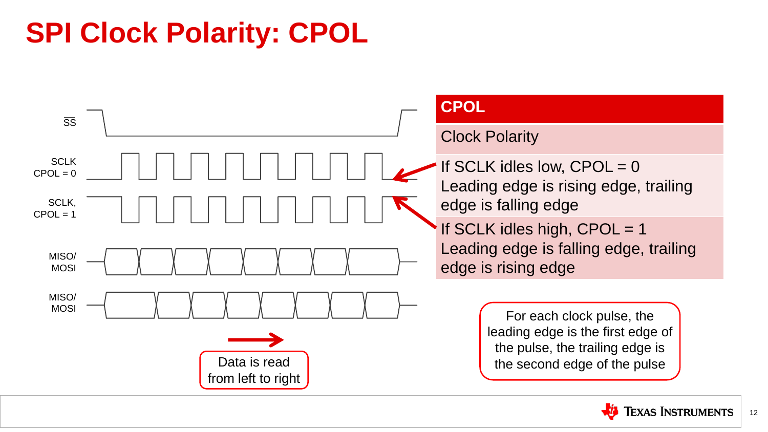# SPI Clock Polarity: CPOL

$\overline{SS}$

SCLK CPOL = 0

SCLK, CPOL = 1

MISO/ MOSI

MISO/ MOSI

Data is read from left to right

| CPOL |
|---|
| Clock Polarity |
| If SCLK idles low, CPOL = 0<br>Leading edge is rising edge, trailing edge is falling edge |
| If SCLK idles high, CPOL = 1<br>Leading edge is falling edge, trailing edge is rising edge |

For each clock pulse, the leading edge is the first edge of the pulse, the trailing edge is the second edge of the pulse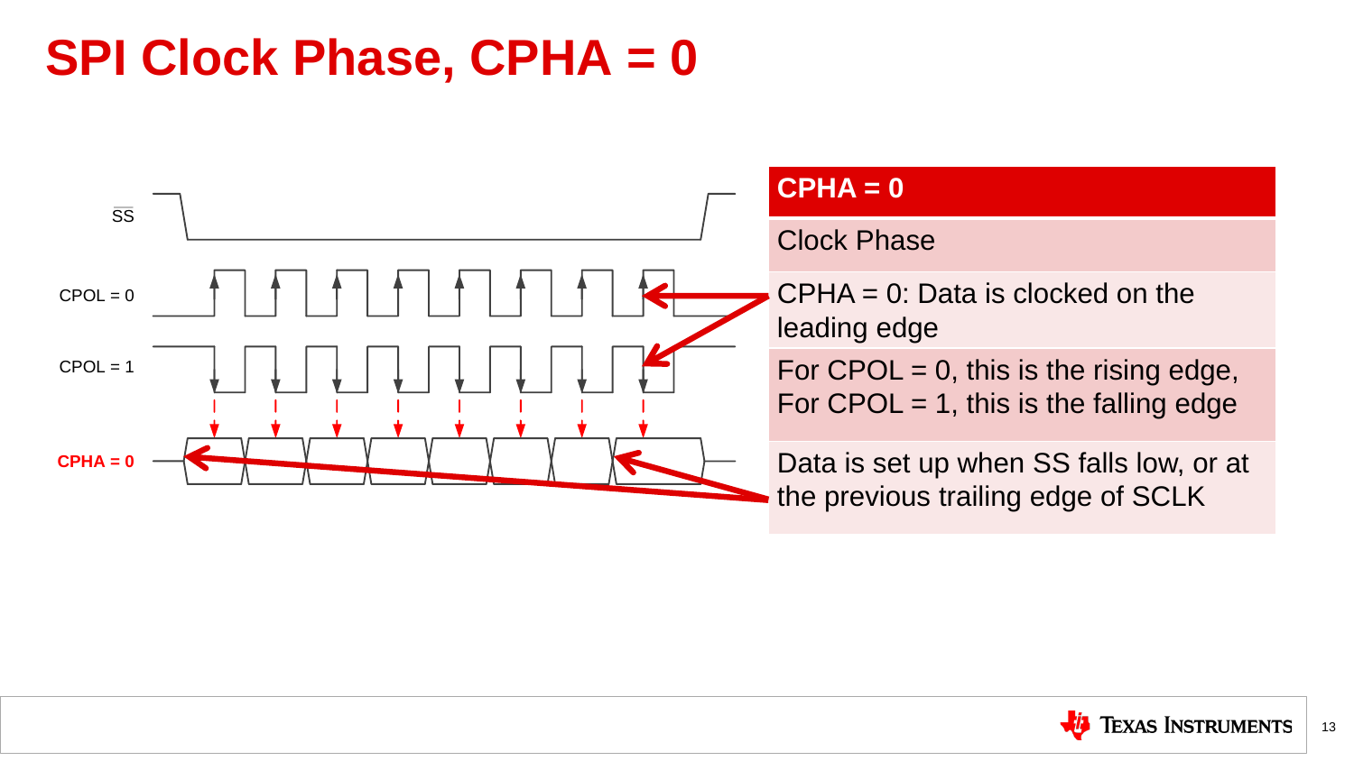# SPI Clock Phase, CPHA = 0

SS

CPOL = 0

CPOL = 1

CPHA = 0

| CPHA = 0 |
| --- |
| Clock Phase |
| CPHA = 0: Data is clocked on the leading edge |
| For CPOL = 0, this is the rising edge, For CPOL = 1, this is the falling edge |
| Data is set up when SS falls low, or at the previous trailing edge of SCLK |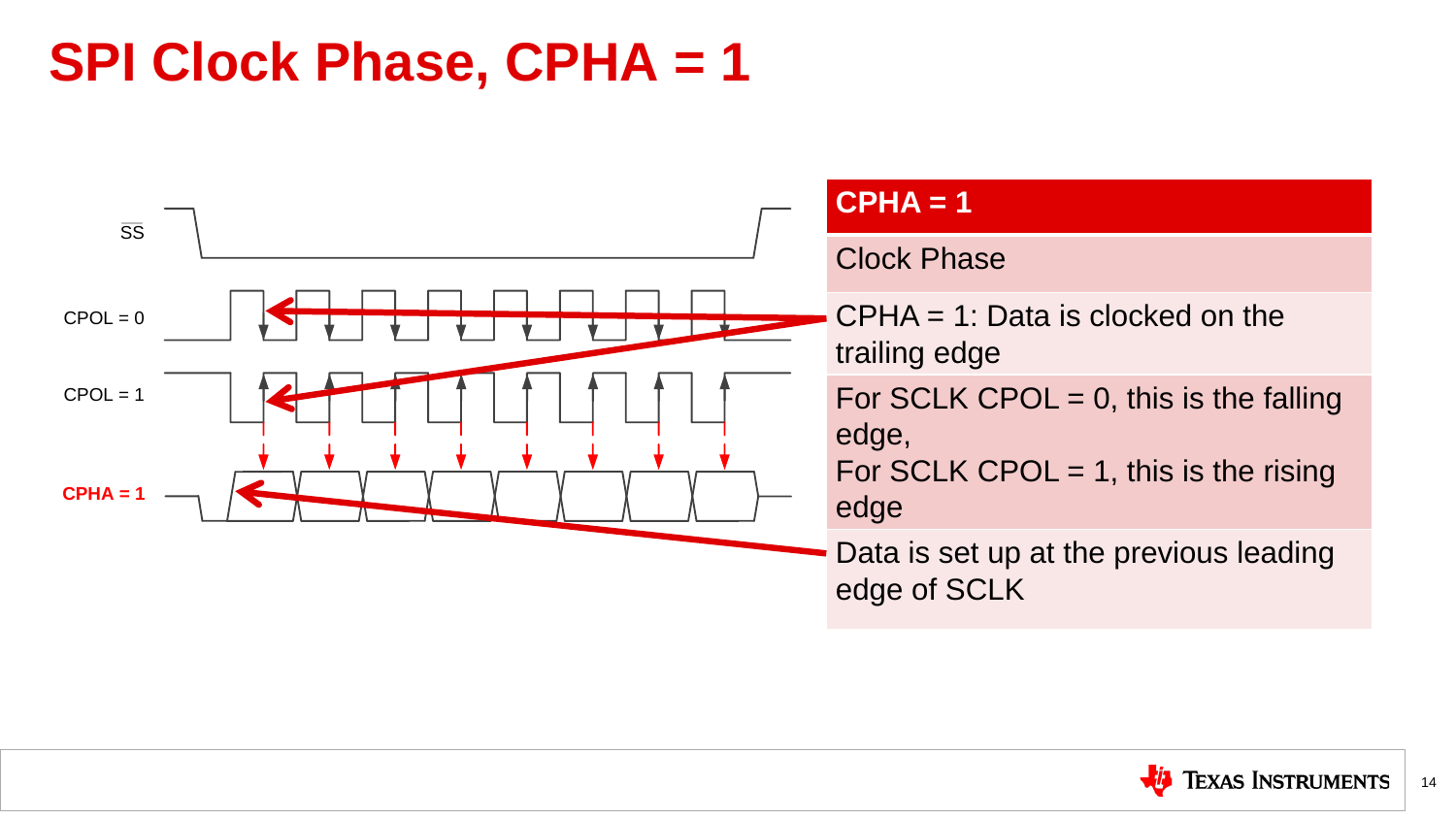# SPI Clock Phase, CPHA = 1

SS

CPOL = 0

CPOL = 1

CPHA = 1

| CPHA = 1 |
| --- |
| Clock Phase |
| CPHA = 1: Data is clocked on the trailing edge |
| For SCLK CPOL = 0, this is the falling edge,<br>For SCLK CPOL = 1, this is the rising edge |
| Data is set up at the previous leading edge of SCLK |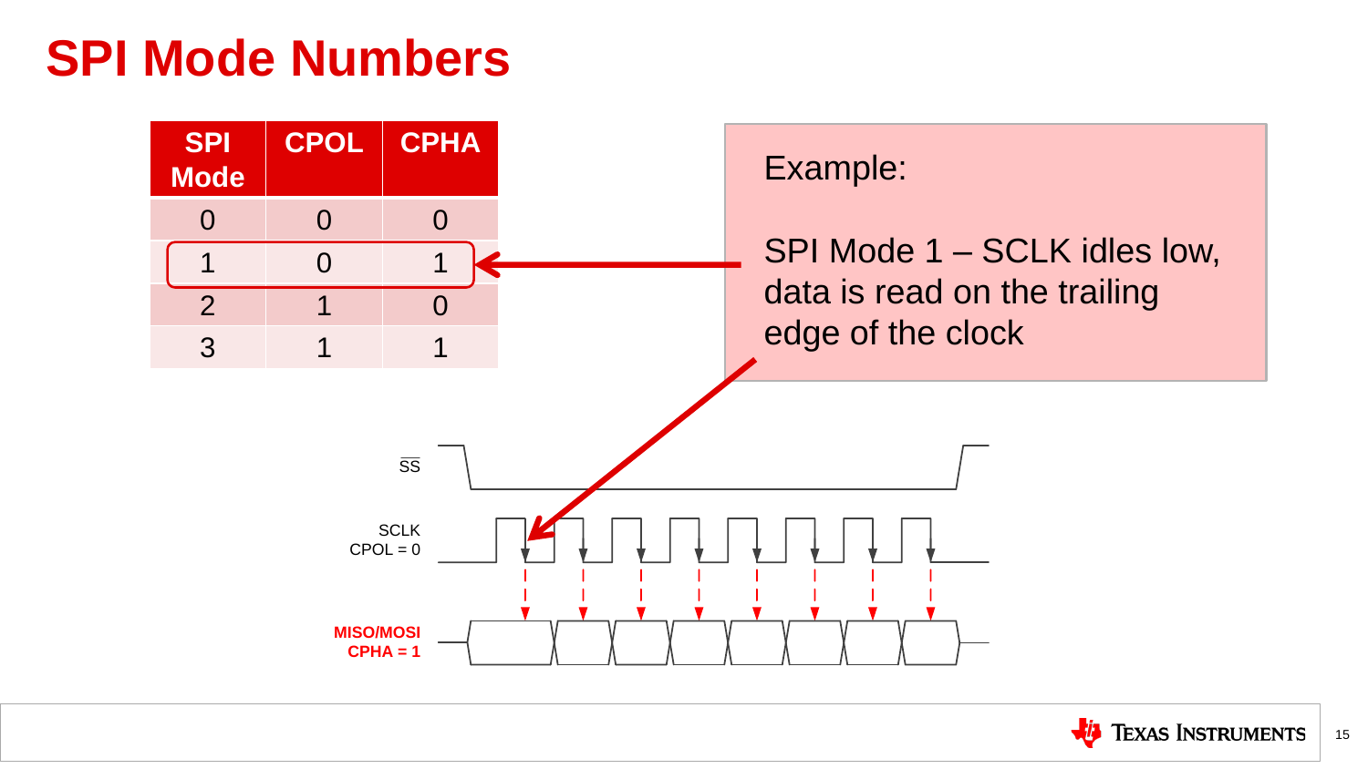# SPI Mode Numbers

| SPI Mode | CPOL | CPHA |
|---|---|---|
| 0 | 0 | 0 |
| 1 | 0 | 1 |
| 2 | 1 | 0 |
| 3 | 1 | 1 |

Example:

SPI Mode 1 – SCLK idles low, data is read on the trailing edge of the clock

SS

SCLK
CPOL = 0

MISO/MOSI
CPHA = 1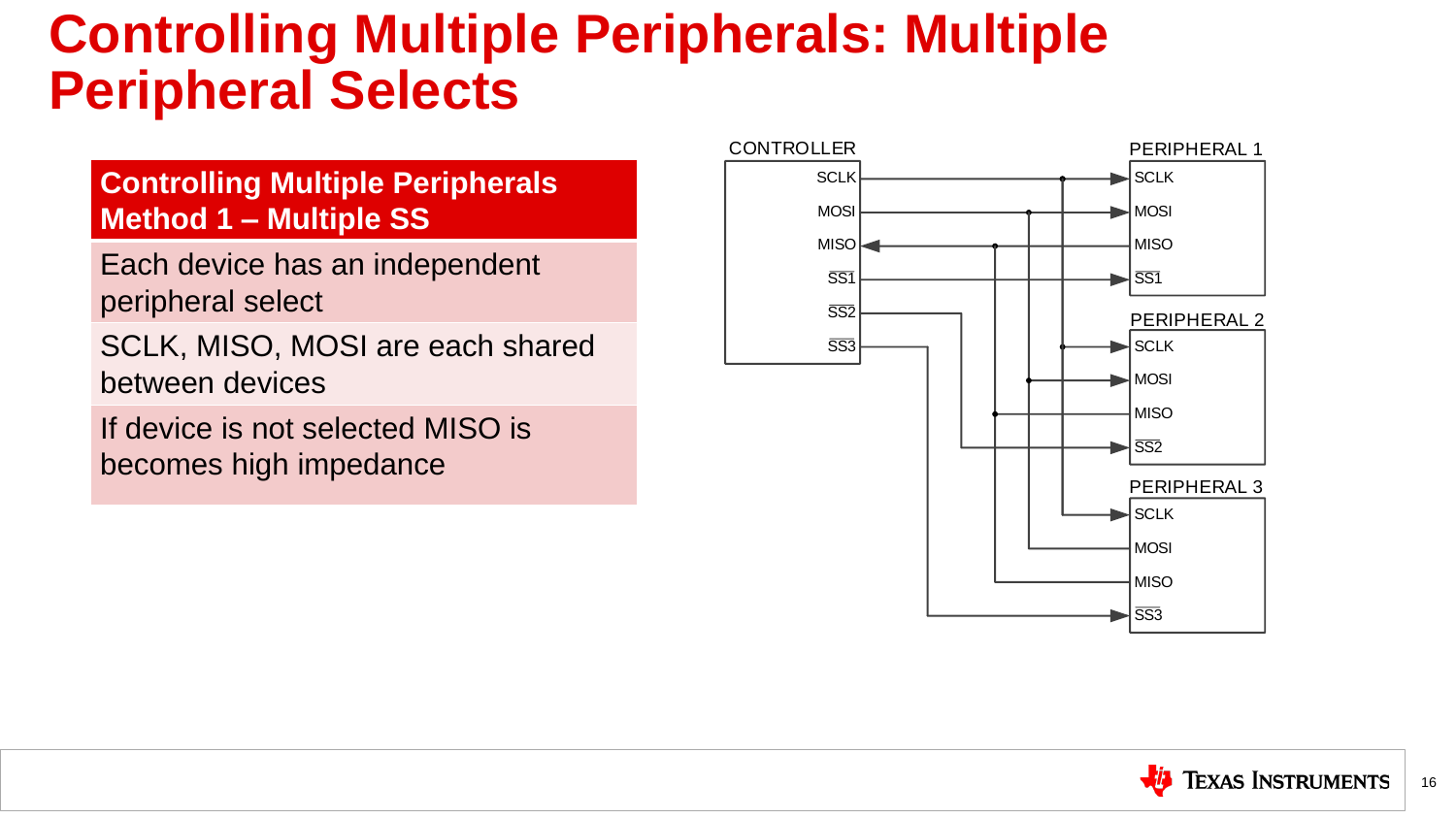# Controlling Multiple Peripherals: Multiple Peripheral Selects

| Controlling Multiple Peripherals Method 1 – Multiple SS |
| --- |
| Each device has an independent peripheral select |
| SCLK, MISO, MOSI are each shared between devices |
| If device is not selected MISO is becomes high impedance |

CONTROLLER

SCLK
MOSI
MISO
$\overline{SS1}$
$\overline{SS2}$
$\overline{SS3}$

PERIPHERAL 1

SCLK
MOSI
MISO
$\overline{SS1}$

PERIPHERAL 2

SCLK
MOSI
MISO
$\overline{SS2}$

PERIPHERAL 3

SCLK
MOSI
MISO
$\overline{SS3}$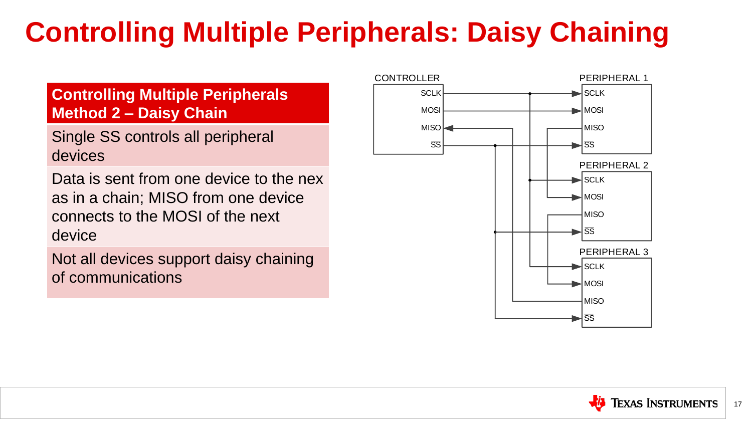# Controlling Multiple Peripherals: Daisy Chaining

| Controlling Multiple Peripherals Method 2 – Daisy Chain |
| --- |
| Single SS controls all peripheral devices |
| Data is sent from one device to the nex as in a chain; MISO from one device connects to the MOSI of the next device |
| Not all devices support daisy chaining of communications |

CONTROLLER
SCLK
MOSI
MISO
SS

PERIPHERAL 1
SCLK
MOSI
MISO
SS

PERIPHERAL 2
SCLK
MOSI
MISO
$\overline{SS}$

PERIPHERAL 3
SCLK
MOSI
MISO
$\overline{SS}$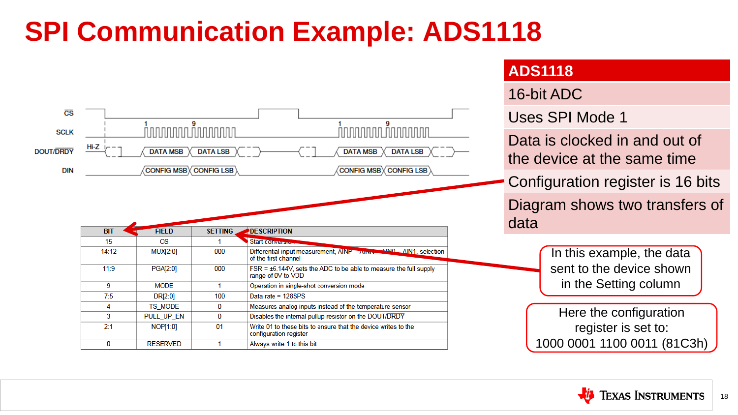# SPI Communication Example: ADS1118

CS

SCLK

DOUT/DRDY — Hi-Z — DATA MSB | DATA LSB — DATA MSB | DATA LSB

DIN — CONFIG MSB | CONFIG LSB — CONFIG MSB | CONFIG LSB

| BIT | FIELD | SETTING | DESCRIPTION |
|---|---|---|---|
| 15 | OS | 1 | Start conversion |
| 14:12 | MUX[2:0] | 000 | Differential input measurement, AINP = AIN0 – AINN = AIN1, selection of the first channel |
| 11:9 | PGA[2:0] | 000 | FSR = ±6.144V, sets the ADC to be able to measure the full supply range of 0V to VDD |
| 9 | MODE | 1 | Operation in single-shot conversion mode |
| 7:5 | DR[2:0] | 100 | Data rate = 128SPS |
| 4 | TS_MODE | 0 | Measures analog inputs instead of the temperature sensor |
| 3 | PULL_UP_EN | 0 | Disables the internal pullup resistor on the DOUT/DRDY |
| 2:1 | NOP[1:0] | 01 | Write 01 to these bits to ensure that the device writes to the configuration register |
| 0 | RESERVED | 1 | Always write 1 to this bit |

## ADS1118

- 16-bit ADC
- Uses SPI Mode 1
- Data is clocked in and out of the device at the same time
- Configuration register is 16 bits
- Diagram shows two transfers of data

In this example, the data sent to the device shown in the Setting column

Here the configuration register is set to: 1000 0001 1100 0011 (81C3h)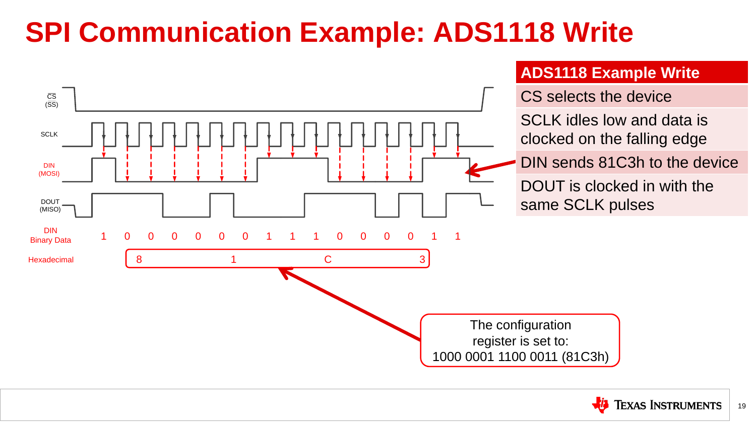# SPI Communication Example: ADS1118 Write

CS (SS)

SCLK

DIN (MOSI)

DOUT (MISO)

| DIN Binary Data | 1 | 0 | 0 | 0 | 0 | 0 | 0 | 1 | 1 | 1 | 0 | 0 | 0 | 0 | 1 | 1 |
|---|---|---|---|---|---|---|---|---|---|---|---|---|---|---|---|---|
| Hexadecimal | 8 | | | | 1 | | | | C | | | | 3 | | | |

| ADS1118 Example Write |
|---|
| CS selects the device |
| SCLK idles low and data is clocked on the falling edge |
| DIN sends 81C3h to the device |
| DOUT is clocked in with the same SCLK pulses |

The configuration register is set to:
1000 0001 1100 0011 (81C3h)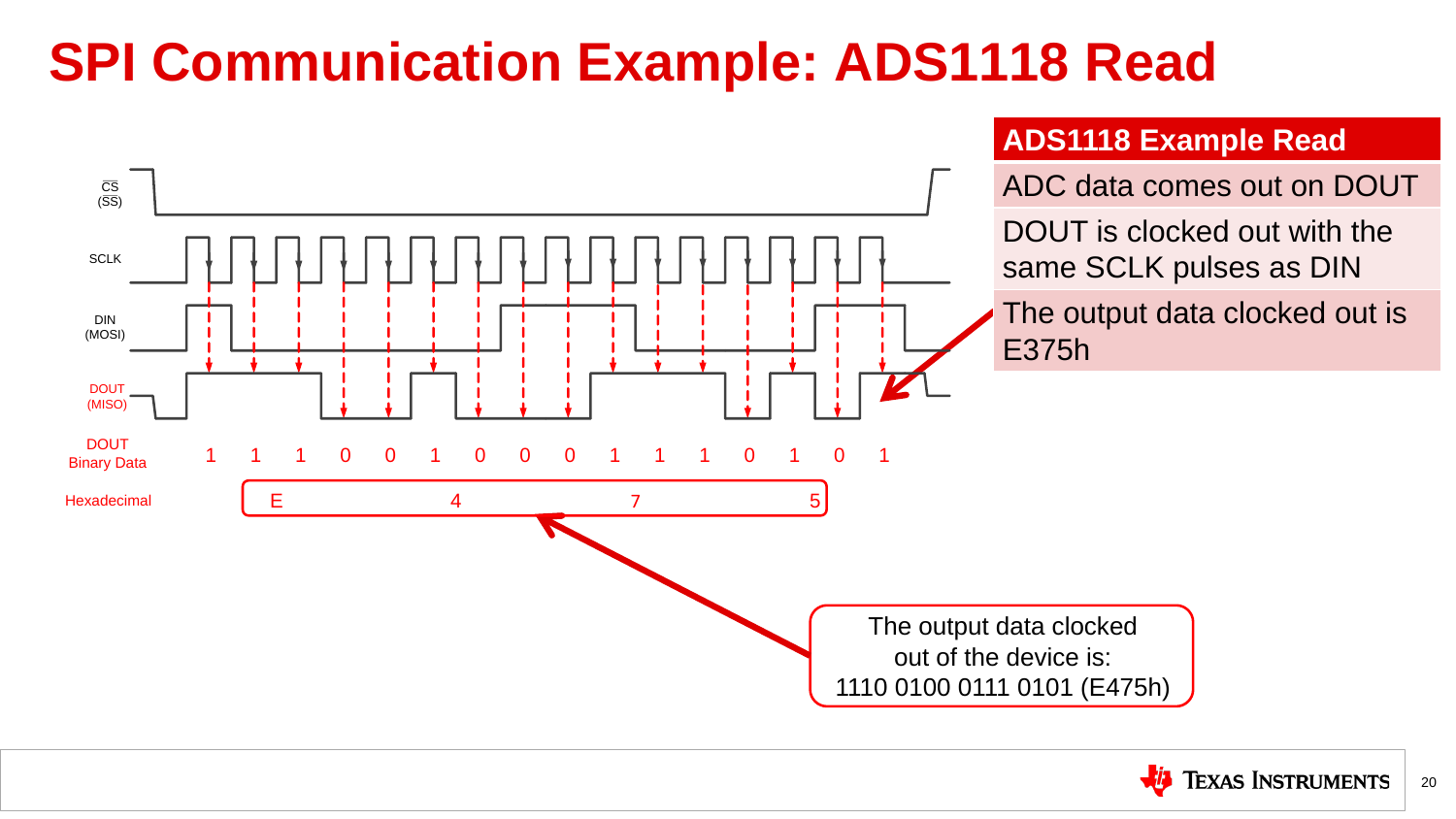# SPI Communication Example: ADS1118 Read

CS (SS)

SCLK

DIN (MOSI)

DOUT (MISO)

| DOUT Binary Data | 1 | 1 | 1 | 0 | 0 | 1 | 0 | 0 | 0 | 1 | 1 | 1 | 0 | 1 | 0 | 1 |
|---|---|---|---|---|---|---|---|---|---|---|---|---|---|---|---|---|
| Hexadecimal | E | | | | 4 | | | | 7 | | | | 5 | | | |

The output data clocked out of the device is:
1110 0100 0111 0101 (E475h)

| ADS1118 Example Read |
|---|
| ADC data comes out on DOUT |
| DOUT is clocked out with the same SCLK pulses as DIN |
| The output data clocked out is E375h |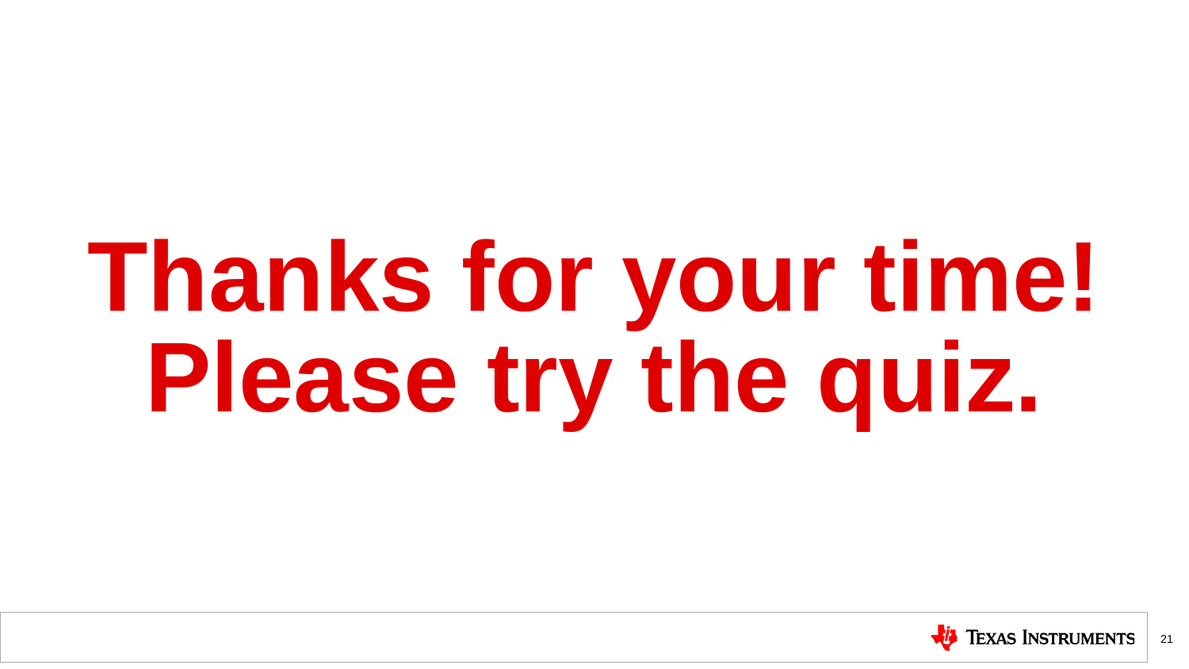# Thanks for your time! Please try the quiz.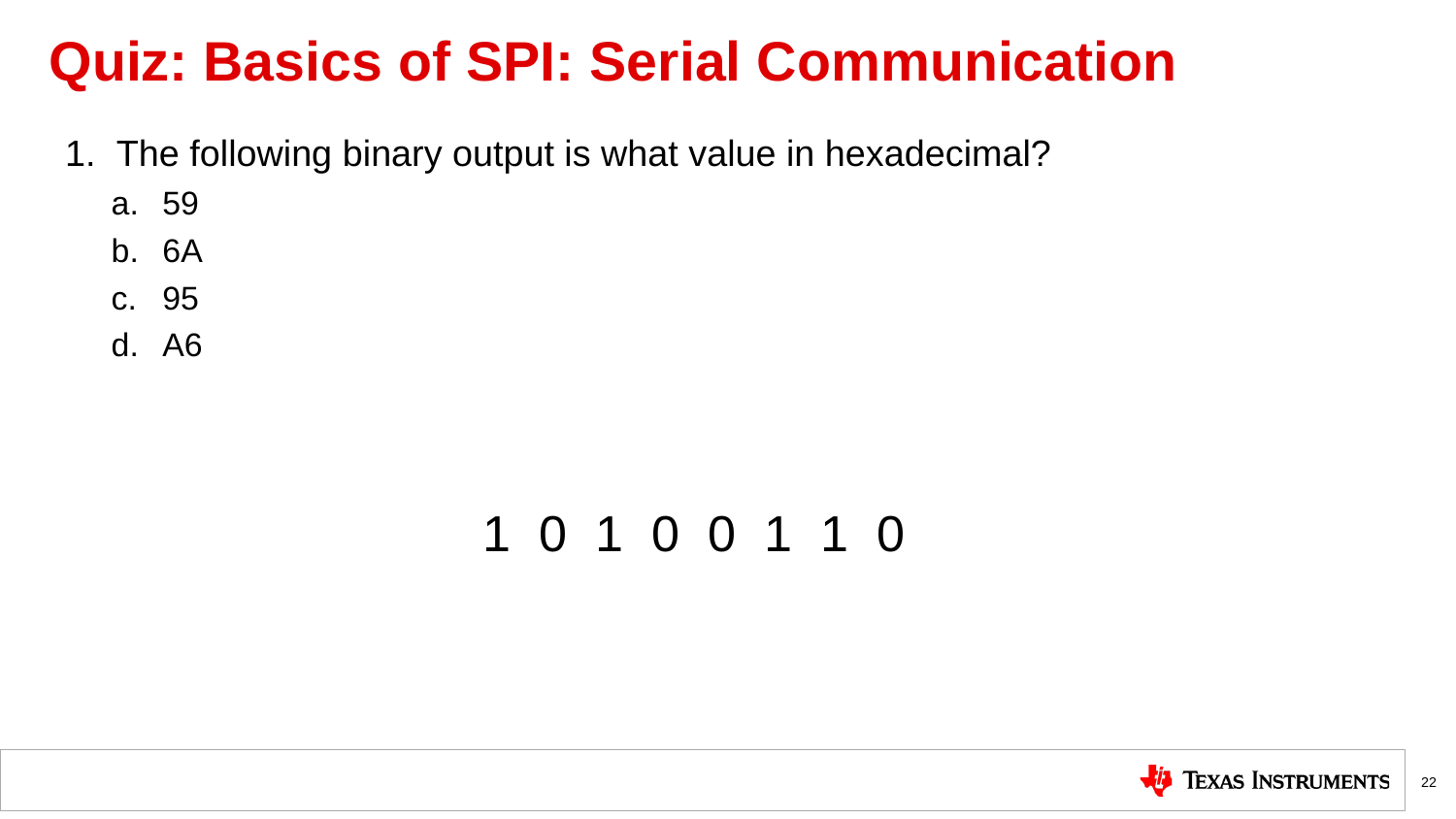# Quiz: Basics of SPI: Serial Communication

1. The following binary output is what value in hexadecimal?
   a. 59
   b. 6A
   c. 95
   d. A6

1 0 1 0 0 1 1 0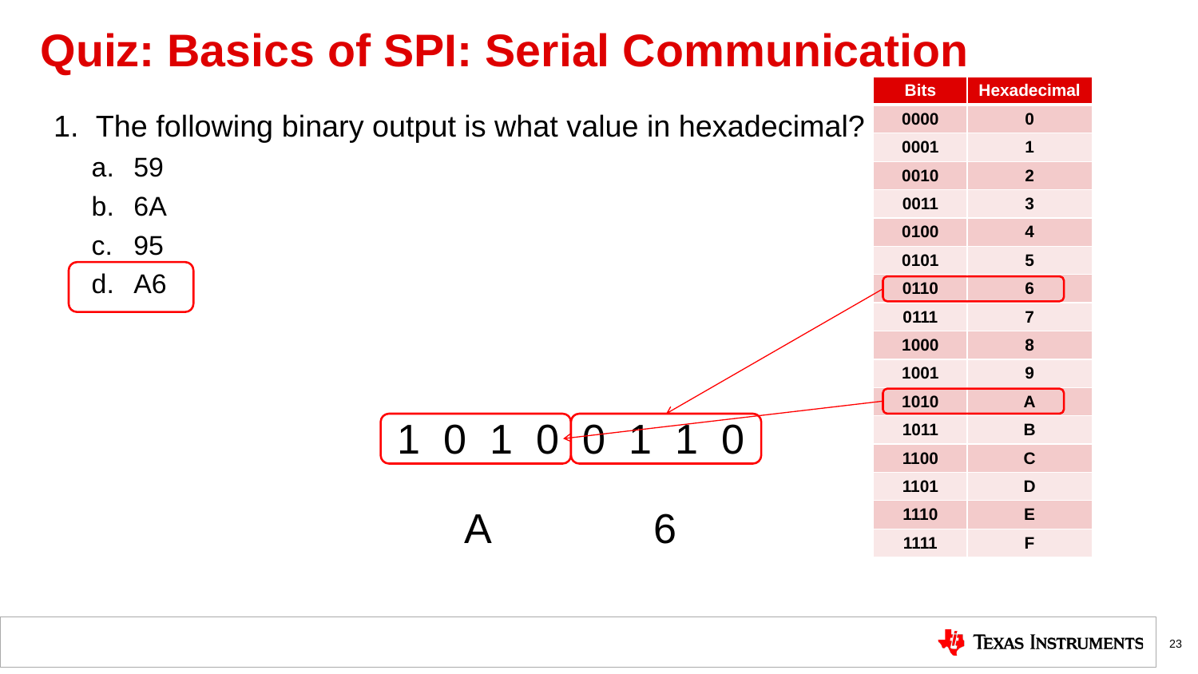# Quiz: Basics of SPI: Serial Communication

1. The following binary output is what value in hexadecimal?
   a. 59
   b. 6A
   c. 95
   d. A6

1 0 1 0 | 0 1 1 0

A | 6

| Bits | Hexadecimal |
|---|---|
| 0000 | 0 |
| 0001 | 1 |
| 0010 | 2 |
| 0011 | 3 |
| 0100 | 4 |
| 0101 | 5 |
| 0110 | 6 |
| 0111 | 7 |
| 1000 | 8 |
| 1001 | 9 |
| 1010 | A |
| 1011 | B |
| 1100 | C |
| 1101 | D |
| 1110 | E |
| 1111 | F |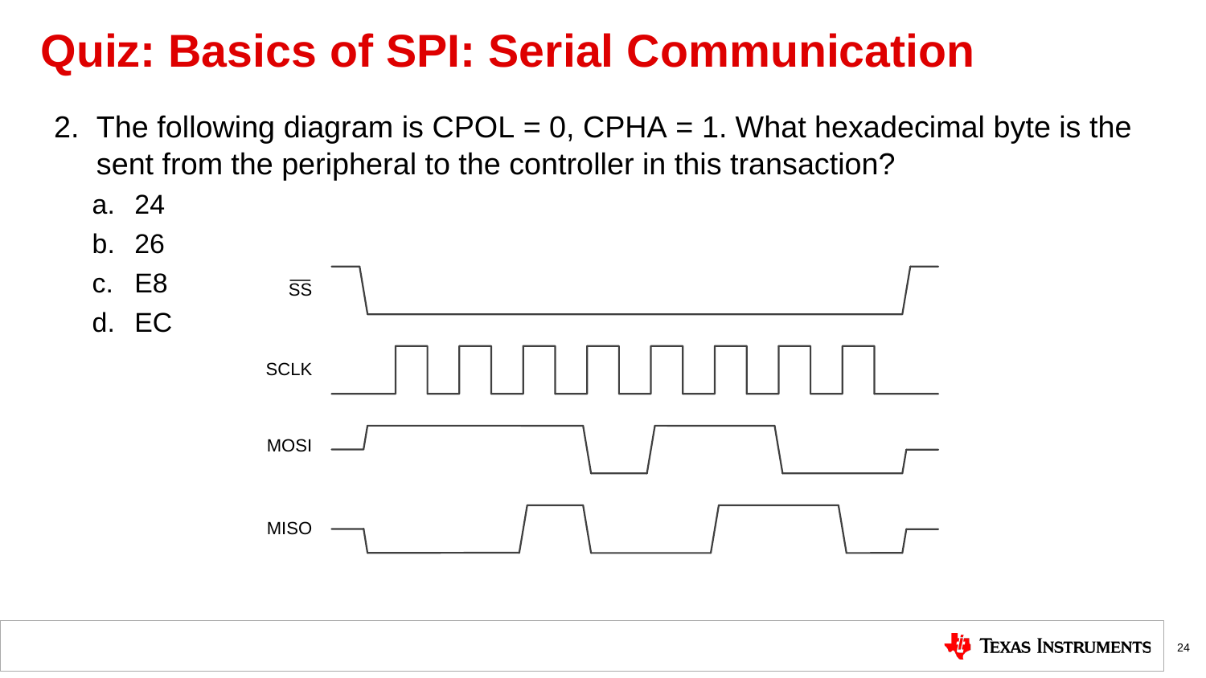# Quiz: Basics of SPI: Serial Communication

2. The following diagram is CPOL = 0, CPHA = 1. What hexadecimal byte is the sent from the peripheral to the controller in this transaction?
    a. 24
    b. 26
    c. E8
    d. EC

SS

SCLK

MOSI

MISO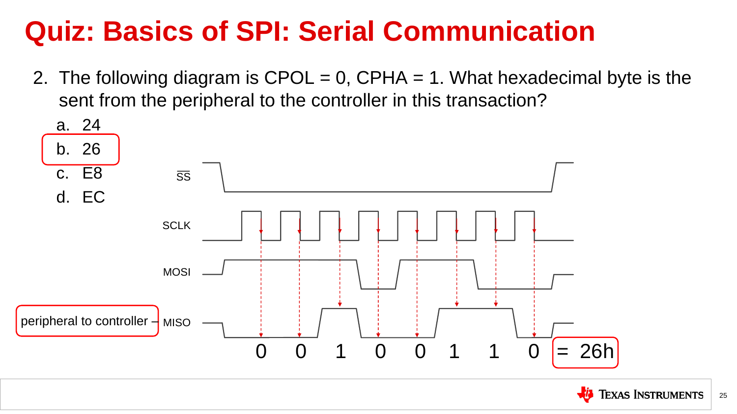# Quiz: Basics of SPI: Serial Communication

2. The following diagram is CPOL = 0, CPHA = 1. What hexadecimal byte is the sent from the peripheral to the controller in this transaction?
   a. 24
   b. 26
   c. E8
   d. EC

SS

SCLK

MOSI

peripheral to controller – MISO

0 0 1 0 0 1 1 0 = 26h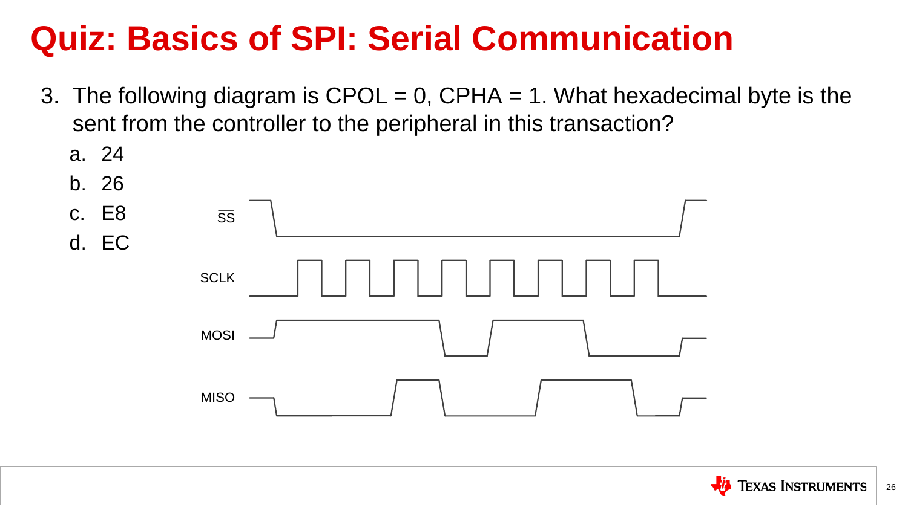# Quiz: Basics of SPI: Serial Communication

3. The following diagram is CPOL = 0, CPHA = 1. What hexadecimal byte is the sent from the controller to the peripheral in this transaction?
   a. 24
   b. 26
   c. E8
   d. EC

SS

SCLK

MOSI

MISO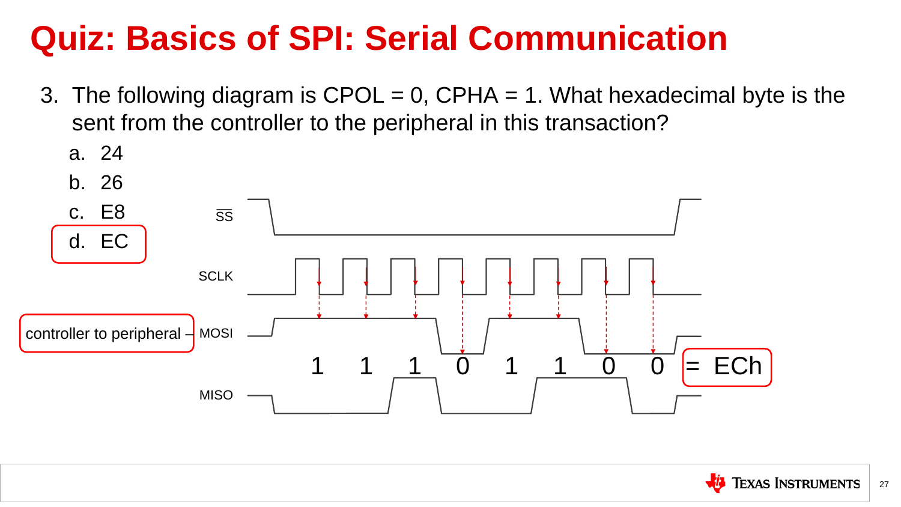# Quiz: Basics of SPI: Serial Communication

3. The following diagram is CPOL = 0, CPHA = 1. What hexadecimal byte is the sent from the controller to the peripheral in this transaction?
   a. 24
   b. 26
   c. E8
   d. EC

SS

SCLK

controller to peripheral – MOSI

1 1 1 0 1 1 0 0 = ECh

MISO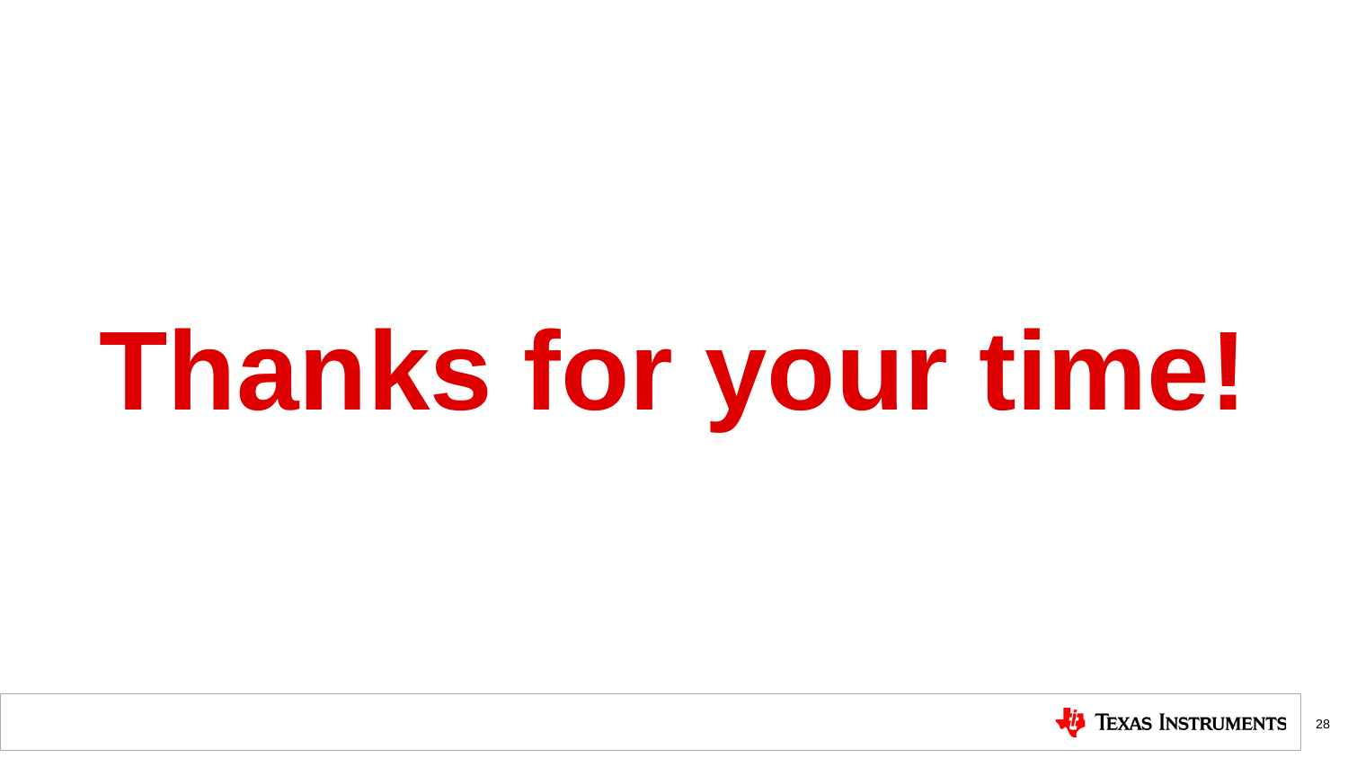# Thanks for your time!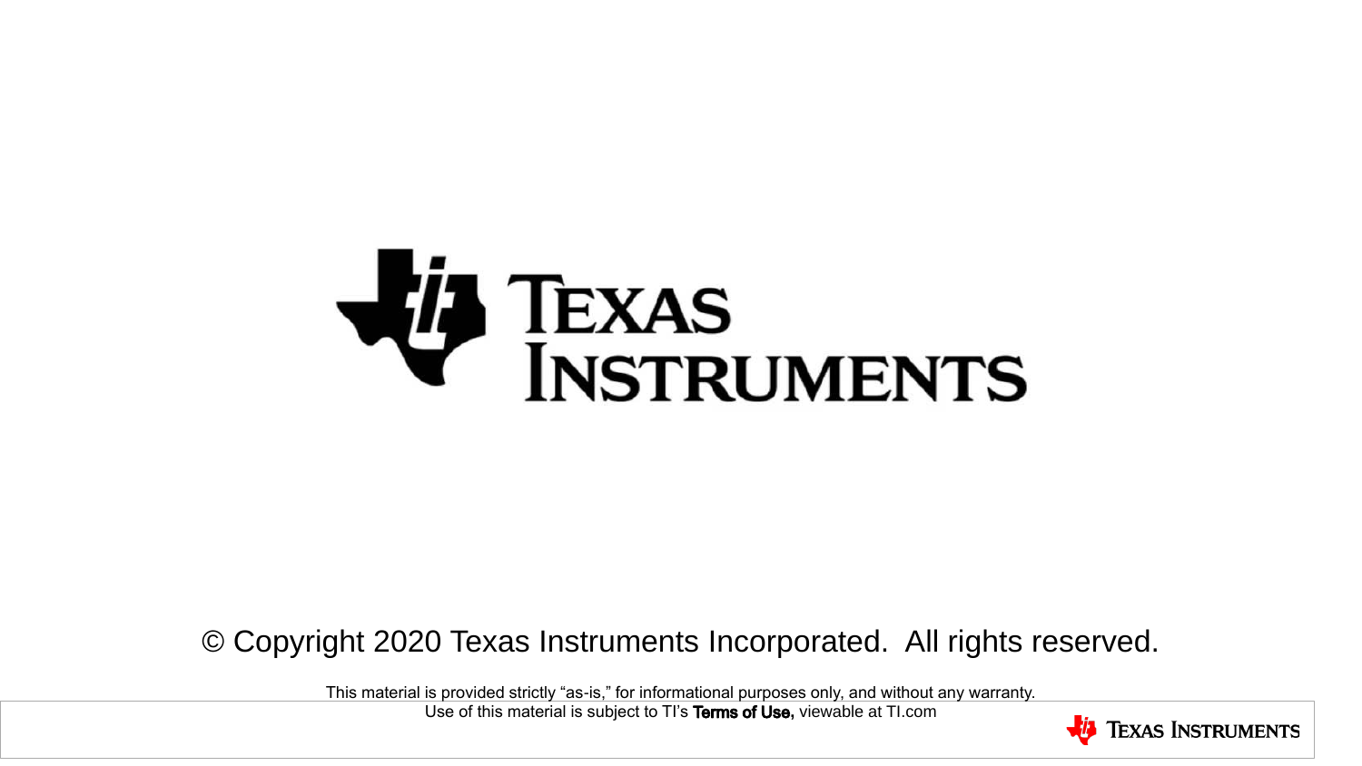© Copyright 2020 Texas Instruments Incorporated. All rights reserved.

This material is provided strictly "as-is," for informational purposes only, and without any warranty.
Use of this material is subject to TI's **Terms of Use,** viewable at TI.com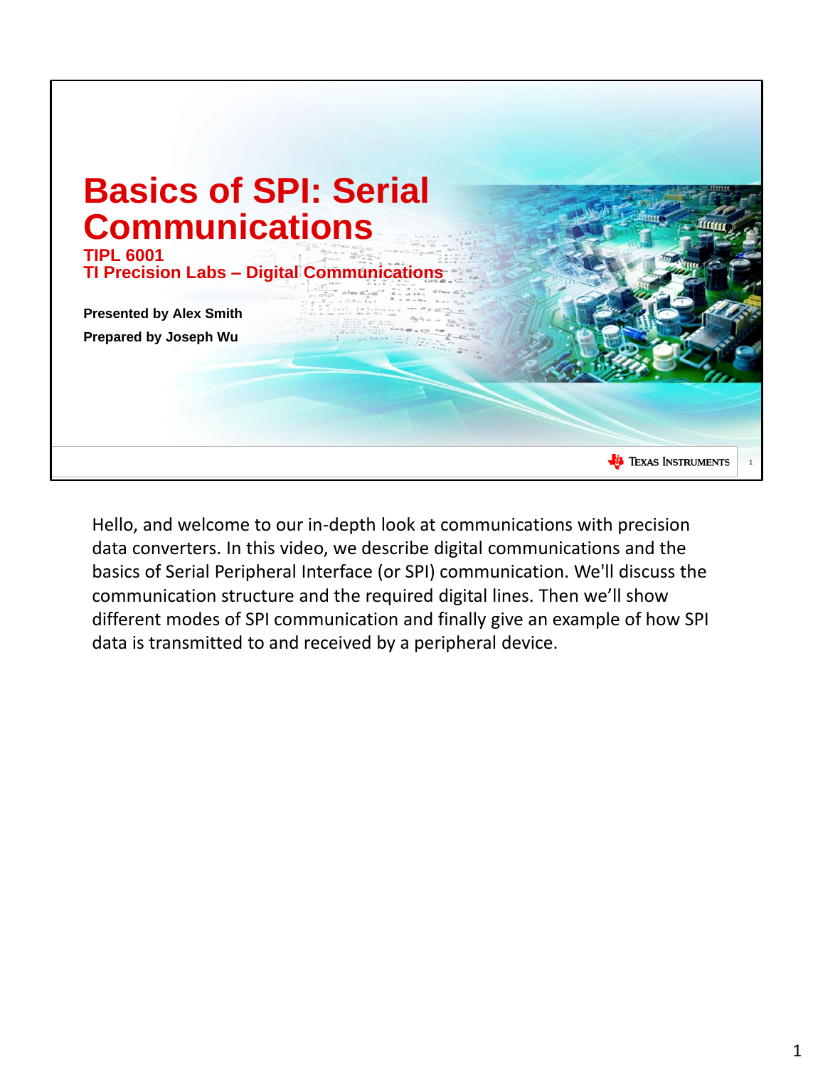# Basics of SPI: Serial Communications

**TIPL 6001**
**TI Precision Labs – Digital Communications**

**Presented by Alex Smith**

**Prepared by Joseph Wu**

Hello, and welcome to our in-depth look at communications with precision data converters. In this video, we describe digital communications and the basics of Serial Peripheral Interface (or SPI) communication. We'll discuss the communication structure and the required digital lines. Then we'll show different modes of SPI communication and finally give an example of how SPI data is transmitted to and received by a peripheral device.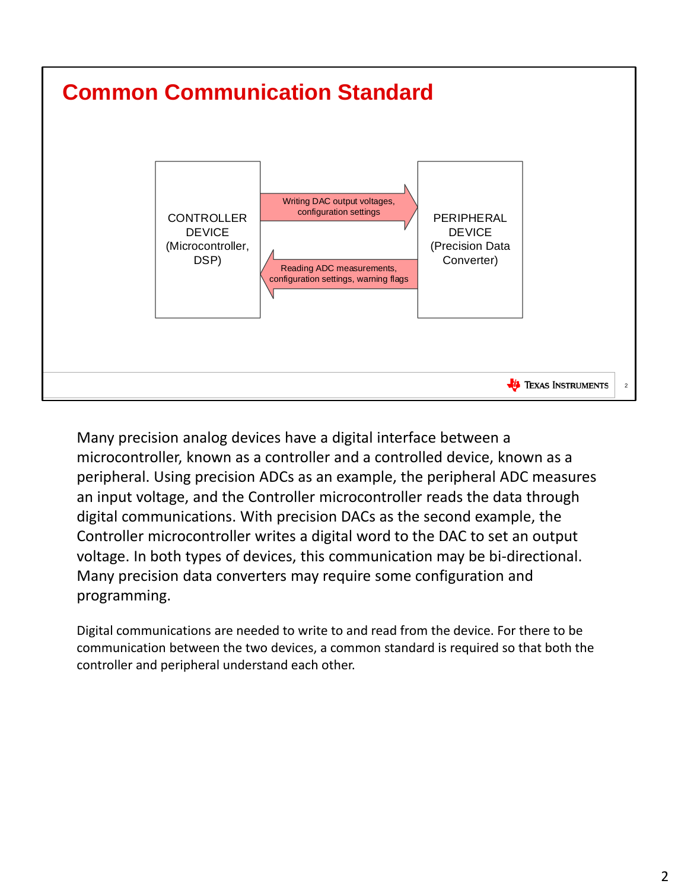# Common Communication Standard

CONTROLLER DEVICE (Microcontroller, DSP)

Writing DAC output voltages, configuration settings →

← Reading ADC measurements, configuration settings, warning flags

PERIPHERAL DEVICE (Precision Data Converter)

Many precision analog devices have a digital interface between a microcontroller, known as a controller and a controlled device, known as a peripheral. Using precision ADCs as an example, the peripheral ADC measures an input voltage, and the Controller microcontroller reads the data through digital communications. With precision DACs as the second example, the Controller microcontroller writes a digital word to the DAC to set an output voltage. In both types of devices, this communication may be bi-directional. Many precision data converters may require some configuration and programming.

Digital communications are needed to write to and read from the device. For there to be communication between the two devices, a common standard is required so that both the controller and peripheral understand each other.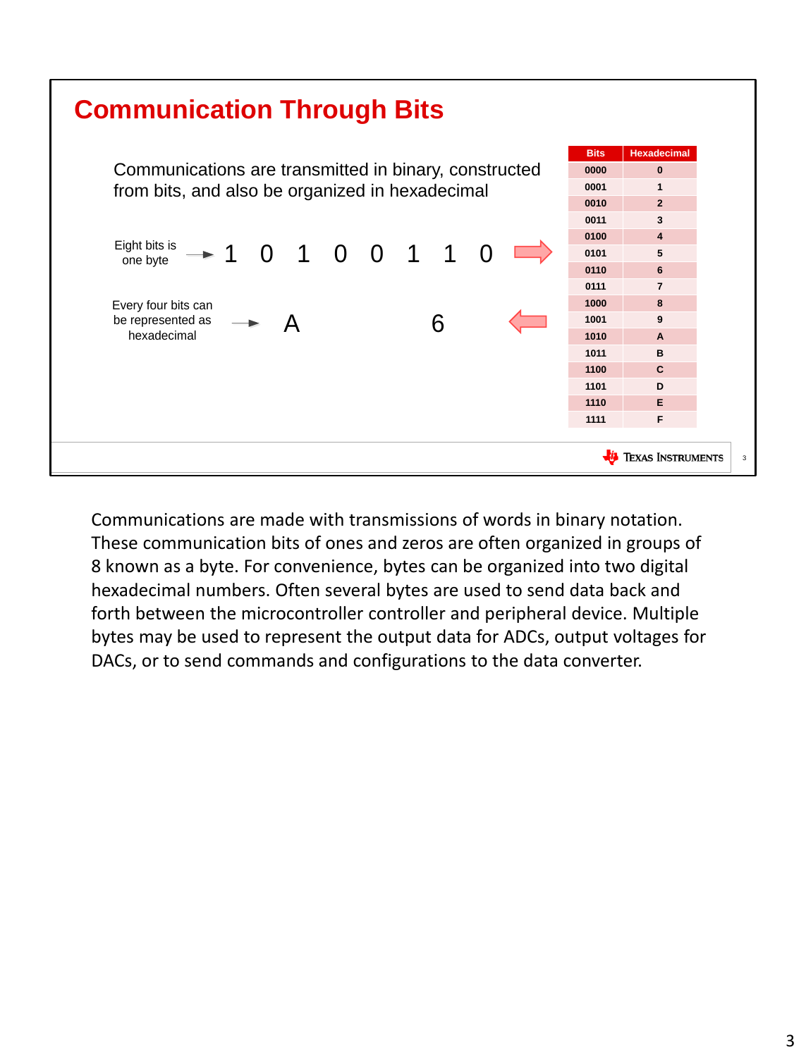## Communication Through Bits

Communications are transmitted in binary, constructed from bits, and also be organized in hexadecimal

Eight bits is one byte → 1 0 1 0 0 1 1 0

Every four bits can be represented as hexadecimal → A 6

| Bits | Hexadecimal |
|---|---|
| 0000 | 0 |
| 0001 | 1 |
| 0010 | 2 |
| 0011 | 3 |
| 0100 | 4 |
| 0101 | 5 |
| 0110 | 6 |
| 0111 | 7 |
| 1000 | 8 |
| 1001 | 9 |
| 1010 | A |
| 1011 | B |
| 1100 | C |
| 1101 | D |
| 1110 | E |
| 1111 | F |

Communications are made with transmissions of words in binary notation. These communication bits of ones and zeros are often organized in groups of 8 known as a byte. For convenience, bytes can be organized into two digital hexadecimal numbers. Often several bytes are used to send data back and forth between the microcontroller controller and peripheral device. Multiple bytes may be used to represent the output data for ADCs, output voltages for DACs, or to send commands and configurations to the data converter.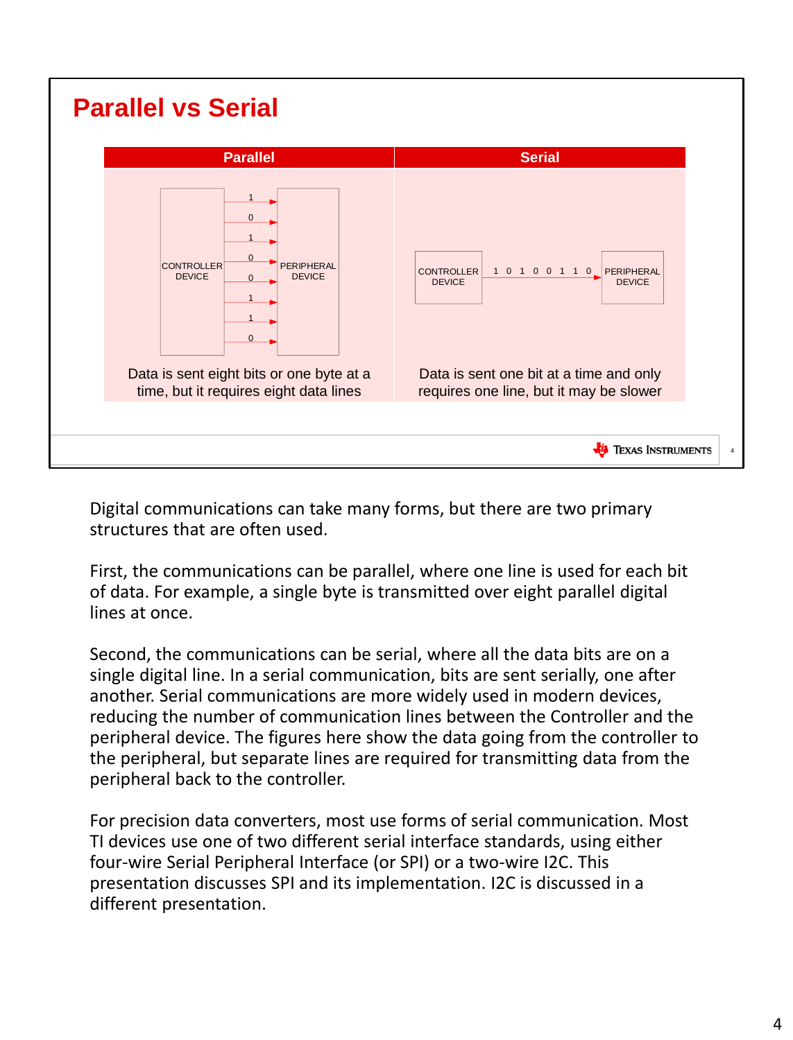# Parallel vs Serial

| Parallel | Serial |
|---|---|
| CONTROLLER DEVICE → 1, 0, 1, 0, 0, 1, 1, 0 → PERIPHERAL DEVICE | CONTROLLER DEVICE → 1 0 1 0 0 1 1 0 → PERIPHERAL DEVICE |
| Data is sent eight bits or one byte at a time, but it requires eight data lines | Data is sent one bit at a time and only requires one line, but it may be slower |

Digital communications can take many forms, but there are two primary structures that are often used.

First, the communications can be parallel, where one line is used for each bit of data. For example, a single byte is transmitted over eight parallel digital lines at once.

Second, the communications can be serial, where all the data bits are on a single digital line. In a serial communication, bits are sent serially, one after another. Serial communications are more widely used in modern devices, reducing the number of communication lines between the Controller and the peripheral device. The figures here show the data going from the controller to the peripheral, but separate lines are required for transmitting data from the peripheral back to the controller.

For precision data converters, most use forms of serial communication. Most TI devices use one of two different serial interface standards, using either four-wire Serial Peripheral Interface (or SPI) or a two-wire I2C. This presentation discusses SPI and its implementation. I2C is discussed in a different presentation.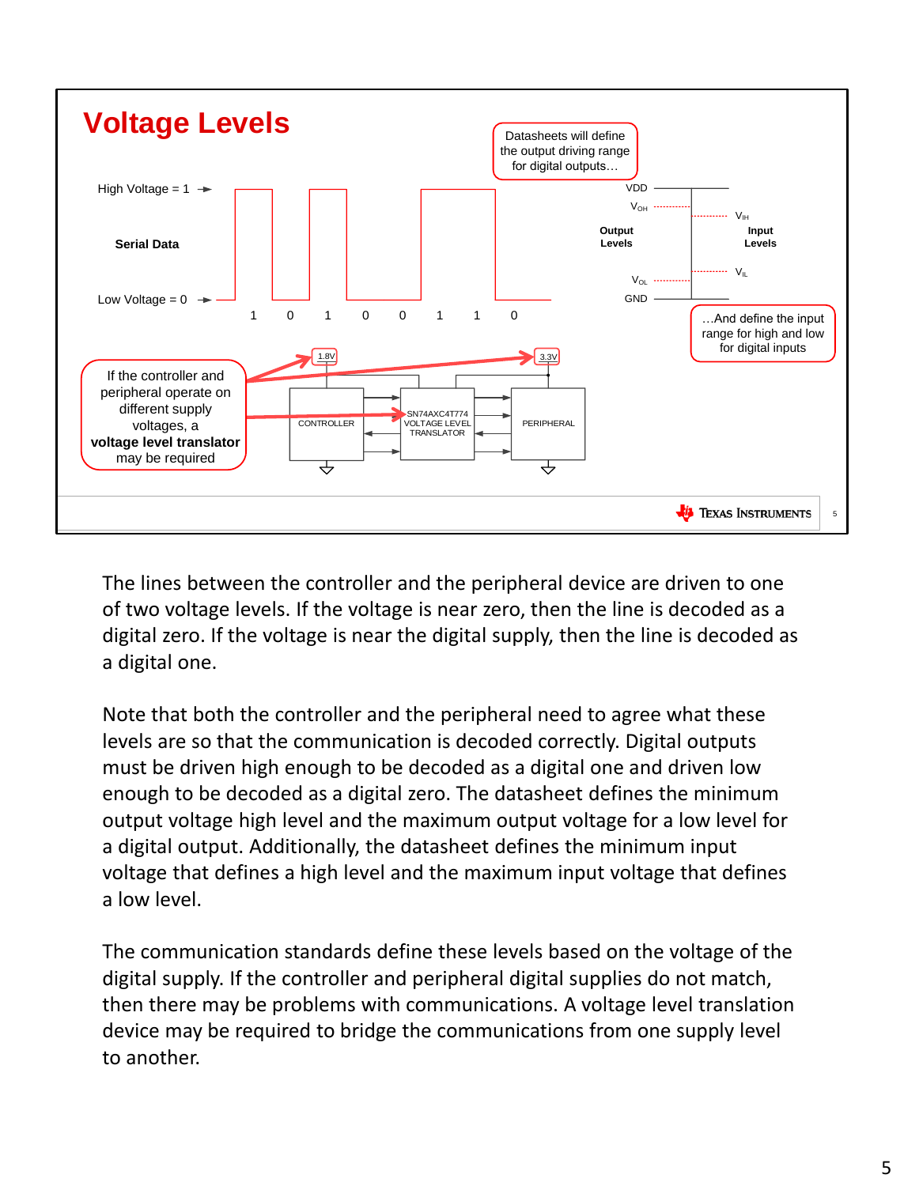# Voltage Levels

Datasheets will define the output driving range for digital outputs…

…And define the input range for high and low for digital inputs

High Voltage = 1

Serial Data

Low Voltage = 0

1 0 1 0 0 1 1 0

VDD

$V_{OH}$

$V_{IH}$

Output Levels

Input Levels

$V_{IL}$

$V_{OL}$

GND

If the controller and peripheral operate on different supply voltages, a **voltage level translator** may be required

1.8V

3.3V

CONTROLLER

SN74AXC4T774 VOLTAGE LEVEL TRANSLATOR

PERIPHERAL

The lines between the controller and the peripheral device are driven to one of two voltage levels. If the voltage is near zero, then the line is decoded as a digital zero. If the voltage is near the digital supply, then the line is decoded as a digital one.

Note that both the controller and the peripheral need to agree what these levels are so that the communication is decoded correctly. Digital outputs must be driven high enough to be decoded as a digital one and driven low enough to be decoded as a digital zero. The datasheet defines the minimum output voltage high level and the maximum output voltage for a low level for a digital output. Additionally, the datasheet defines the minimum input voltage that defines a high level and the maximum input voltage that defines a low level.

The communication standards define these levels based on the voltage of the digital supply. If the controller and peripheral digital supplies do not match, then there may be problems with communications. A voltage level translation device may be required to bridge the communications from one supply level to another.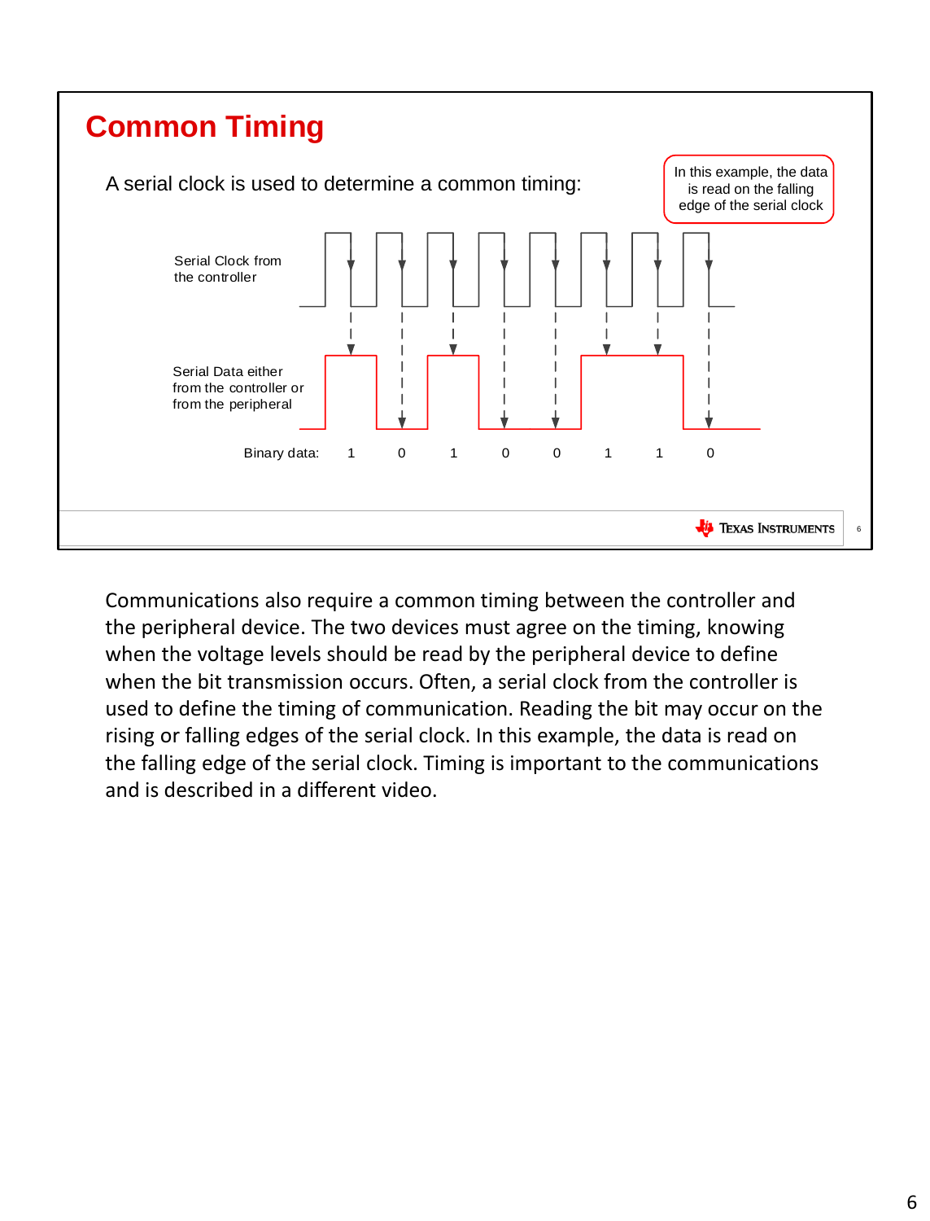## Common Timing

A serial clock is used to determine a common timing:

In this example, the data is read on the falling edge of the serial clock

Serial Clock from the controller

Serial Data either from the controller or from the peripheral

Binary data: 1 0 1 0 0 1 1 0

Communications also require a common timing between the controller and the peripheral device. The two devices must agree on the timing, knowing when the voltage levels should be read by the peripheral device to define when the bit transmission occurs. Often, a serial clock from the controller is used to define the timing of communication. Reading the bit may occur on the rising or falling edges of the serial clock. In this example, the data is read on the falling edge of the serial clock. Timing is important to the communications and is described in a different video.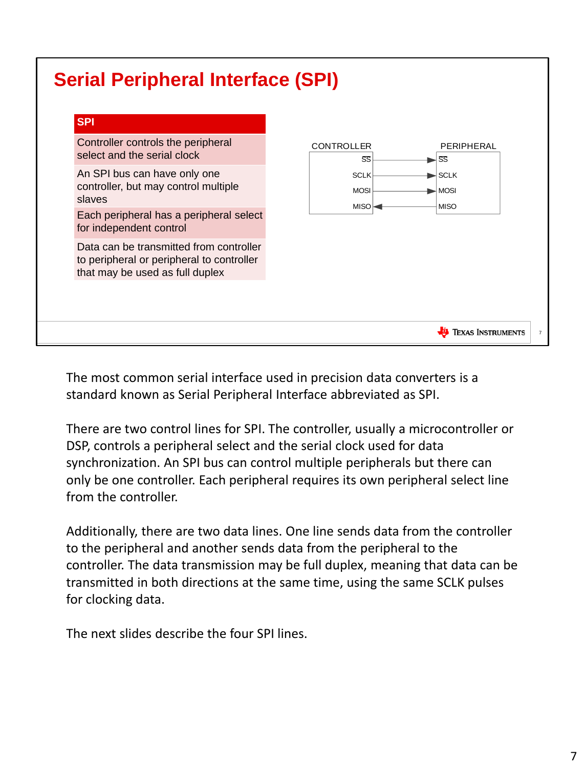# Serial Peripheral Interface (SPI)

| SPI |
|---|
| Controller controls the peripheral select and the serial clock |
| An SPI bus can have only one controller, but may control multiple slaves |
| Each peripheral has a peripheral select for independent control |
| Data can be transmitted from controller to peripheral or peripheral to controller that may be used as full duplex |

CONTROLLER — PERIPHERAL

| CONTROLLER | Direction | PERIPHERAL |
|---|---|---|
| $\overline{SS}$ | → | $\overline{SS}$ |
| SCLK | → | SCLK |
| MOSI | → | MOSI |
| MISO | ← | MISO |

The most common serial interface used in precision data converters is a standard known as Serial Peripheral Interface abbreviated as SPI.

There are two control lines for SPI. The controller, usually a microcontroller or DSP, controls a peripheral select and the serial clock used for data synchronization. An SPI bus can control multiple peripherals but there can only be one controller. Each peripheral requires its own peripheral select line from the controller.

Additionally, there are two data lines. One line sends data from the controller to the peripheral and another sends data from the peripheral to the controller. The data transmission may be full duplex, meaning that data can be transmitted in both directions at the same time, using the same SCLK pulses for clocking data.

The next slides describe the four SPI lines.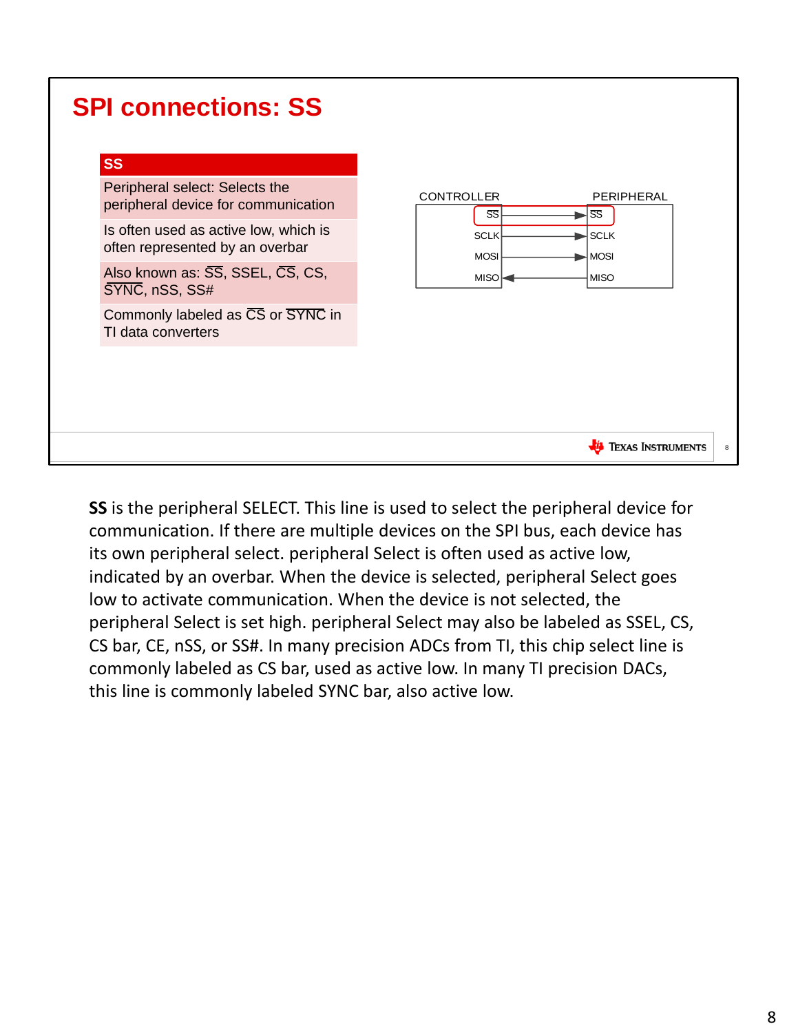# SPI connections: SS

| SS |
|---|
| Peripheral select: Selects the peripheral device for communication |
| Is often used as active low, which is often represented by an overbar |
| Also known as: $\overline{\text{SS}}$, SSEL, $\overline{\text{CS}}$, CS, $\overline{\text{SYNC}}$, nSS, SS# |
| Commonly labeled as $\overline{\text{CS}}$ or $\overline{\text{SYNC}}$ in TI data converters |

CONTROLLER — PERIPHERAL

| CONTROLLER | Direction | PERIPHERAL |
|---|---|---|
| $\overline{\text{SS}}$ | → | $\overline{\text{SS}}$ |
| SCLK | → | SCLK |
| MOSI | → | MOSI |
| MISO | ← | MISO |

**SS** is the peripheral SELECT. This line is used to select the peripheral device for communication. If there are multiple devices on the SPI bus, each device has its own peripheral select. peripheral Select is often used as active low, indicated by an overbar. When the device is selected, peripheral Select goes low to activate communication. When the device is not selected, the peripheral Select is set high. peripheral Select may also be labeled as SSEL, CS, CS bar, CE, nSS, or SS#. In many precision ADCs from TI, this chip select line is commonly labeled as CS bar, used as active low. In many TI precision DACs, this line is commonly labeled SYNC bar, also active low.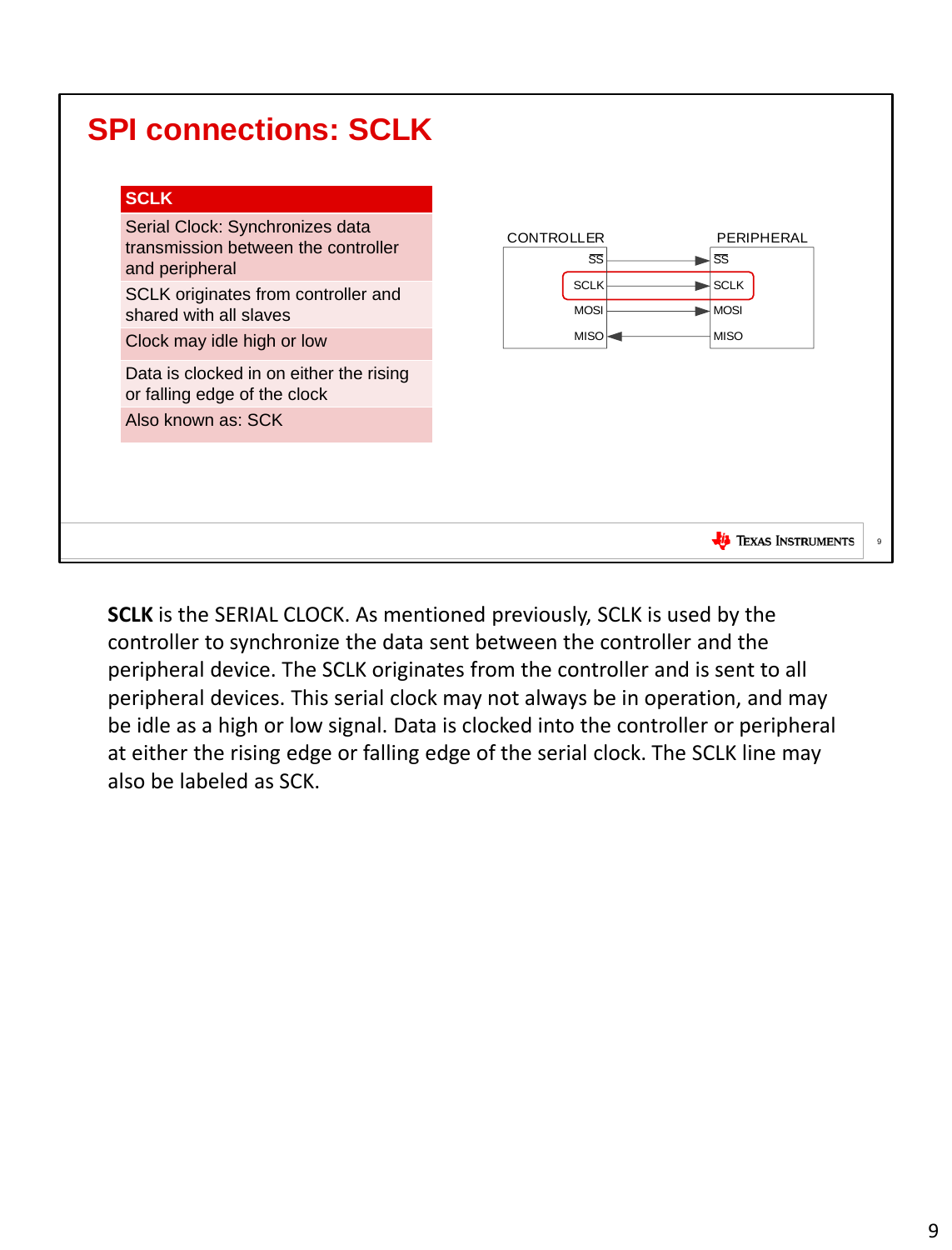# SPI connections: SCLK

| SCLK |
| --- |
| Serial Clock: Synchronizes data transmission between the controller and peripheral |
| SCLK originates from controller and shared with all slaves |
| Clock may idle high or low |
| Data is clocked in on either the rising or falling edge of the clock |
| Also known as: SCK |

CONTROLLER | PERIPHERAL

- SS → SS
- SCLK → SCLK
- MOSI → MOSI
- MISO ← MISO

**SCLK** is the SERIAL CLOCK. As mentioned previously, SCLK is used by the controller to synchronize the data sent between the controller and the peripheral device. The SCLK originates from the controller and is sent to all peripheral devices. This serial clock may not always be in operation, and may be idle as a high or low signal. Data is clocked into the controller or peripheral at either the rising edge or falling edge of the serial clock. The SCLK line may also be labeled as SCK.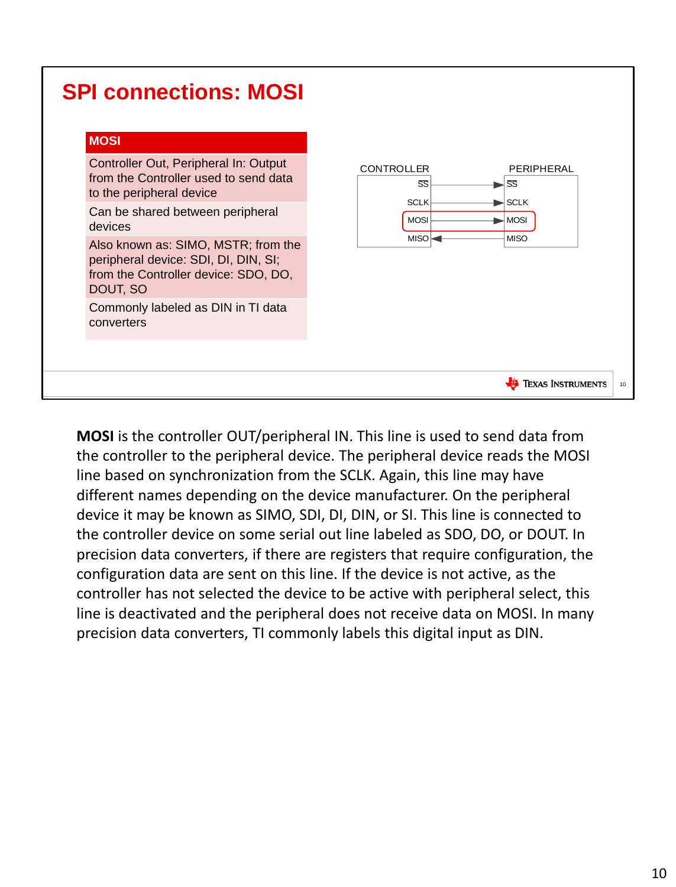## SPI connections: MOSI

| MOSI |
| --- |
| Controller Out, Peripheral In: Output from the Controller used to send data to the peripheral device |
| Can be shared between peripheral devices |
| Also known as: SIMO, MSTR; from the peripheral device: SDI, DI, DIN, SI; from the Controller device: SDO, DO, DOUT, SO |
| Commonly labeled as DIN in TI data converters |

CONTROLLER — PERIPHERAL

| CONTROLLER | | PERIPHERAL |
| --- | --- | --- |
| $\overline{SS}$ | → | $\overline{SS}$ |
| SCLK | → | SCLK |
| MOSI | → | MOSI |
| MISO | ← | MISO |

**MOSI** is the controller OUT/peripheral IN. This line is used to send data from the controller to the peripheral device. The peripheral device reads the MOSI line based on synchronization from the SCLK. Again, this line may have different names depending on the device manufacturer. On the peripheral device it may be known as SIMO, SDI, DI, DIN, or SI. This line is connected to the controller device on some serial out line labeled as SDO, DO, or DOUT. In precision data converters, if there are registers that require configuration, the configuration data are sent on this line. If the device is not active, as the controller has not selected the device to be active with peripheral select, this line is deactivated and the peripheral does not receive data on MOSI. In many precision data converters, TI commonly labels this digital input as DIN.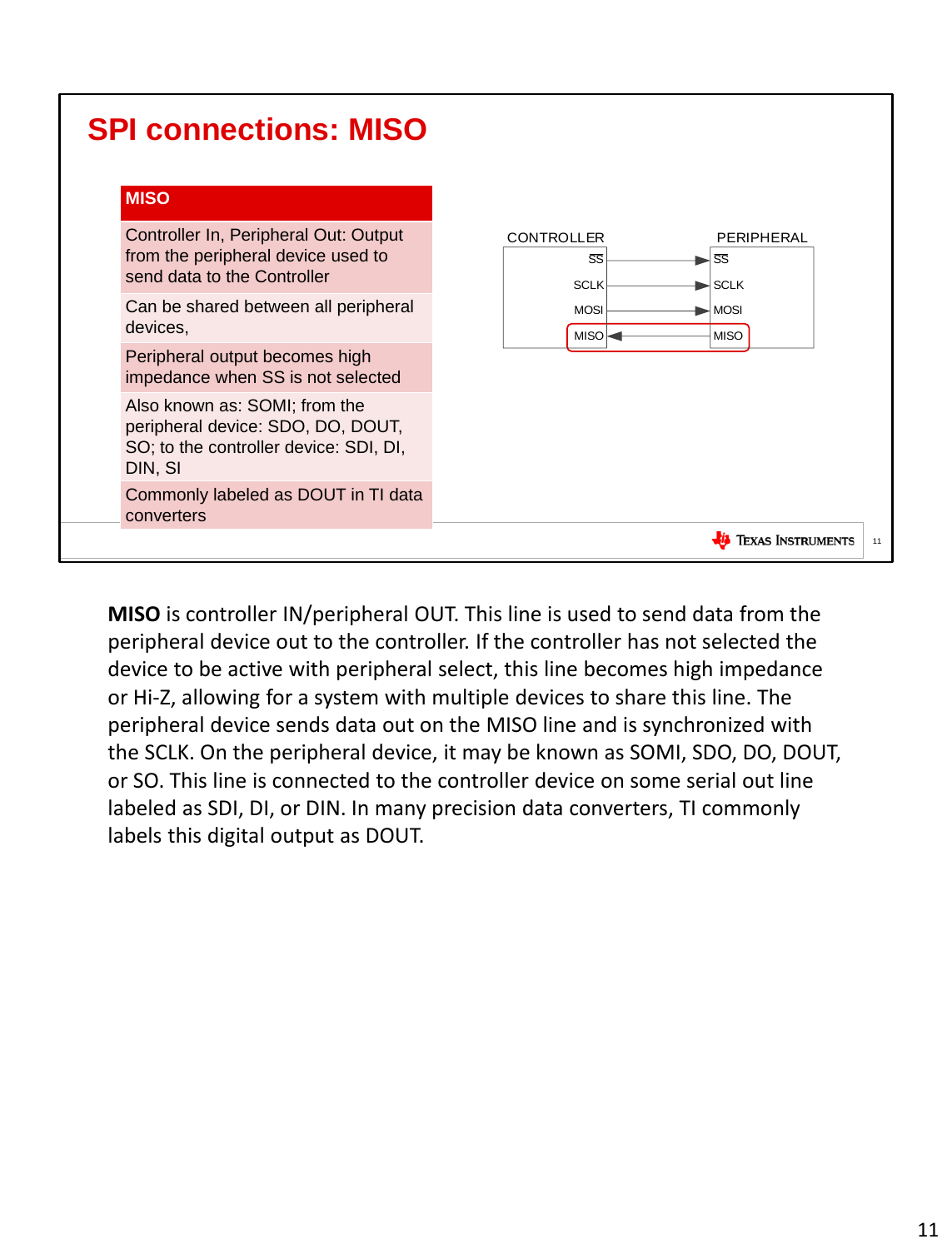# SPI connections: MISO

| MISO |
|---|
| Controller In, Peripheral Out: Output from the peripheral device used to send data to the Controller |
| Can be shared between all peripheral devices, |
| Peripheral output becomes high impedance when SS is not selected |
| Also known as: SOMI; from the peripheral device: SDO, DO, DOUT, SO; to the controller device: SDI, DI, DIN, SI |
| Commonly labeled as DOUT in TI data converters |

CONTROLLER — PERIPHERAL

- $\overline{SS}$ → $\overline{SS}$
- SCLK → SCLK
- MOSI → MOSI
- MISO ← MISO

**MISO** is controller IN/peripheral OUT. This line is used to send data from the peripheral device out to the controller. If the controller has not selected the device to be active with peripheral select, this line becomes high impedance or Hi-Z, allowing for a system with multiple devices to share this line. The peripheral device sends data out on the MISO line and is synchronized with the SCLK. On the peripheral device, it may be known as SOMI, SDO, DO, DOUT, or SO. This line is connected to the controller device on some serial out line labeled as SDI, DI, or DIN. In many precision data converters, TI commonly labels this digital output as DOUT.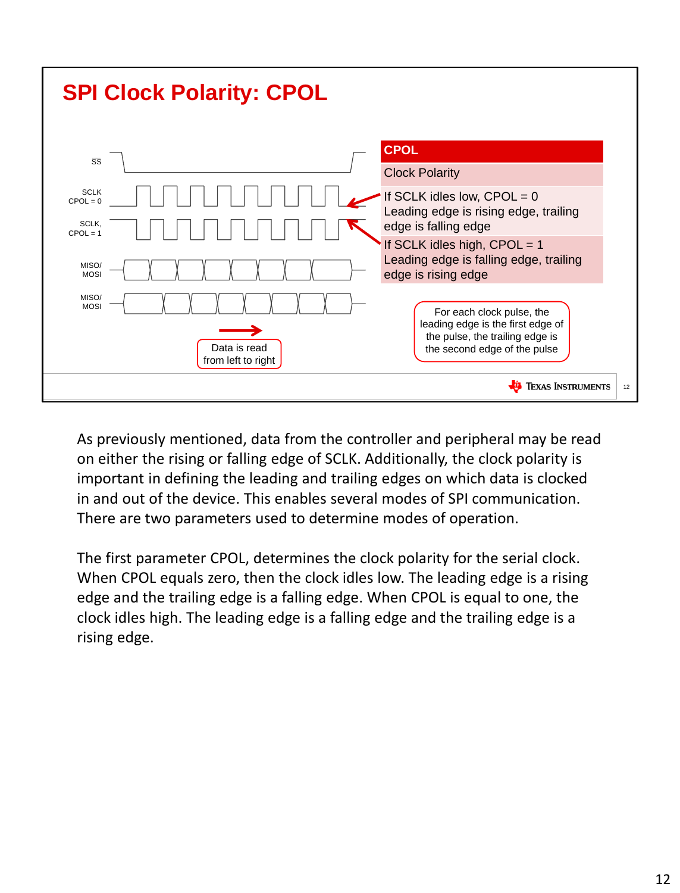# SPI Clock Polarity: CPOL

| CPOL |
| --- |
| Clock Polarity |
| If SCLK idles low, CPOL = 0<br>Leading edge is rising edge, trailing edge is falling edge |
| If SCLK idles high, CPOL = 1<br>Leading edge is falling edge, trailing edge is rising edge |

SS

SCLK CPOL = 0

SCLK, CPOL = 1

MISO/ MOSI

MISO/ MOSI

Data is read from left to right

For each clock pulse, the leading edge is the first edge of the pulse, the trailing edge is the second edge of the pulse

As previously mentioned, data from the controller and peripheral may be read on either the rising or falling edge of SCLK. Additionally, the clock polarity is important in defining the leading and trailing edges on which data is clocked in and out of the device. This enables several modes of SPI communication. There are two parameters used to determine modes of operation.

The first parameter CPOL, determines the clock polarity for the serial clock. When CPOL equals zero, then the clock idles low. The leading edge is a rising edge and the trailing edge is a falling edge. When CPOL is equal to one, the clock idles high. The leading edge is a falling edge and the trailing edge is a rising edge.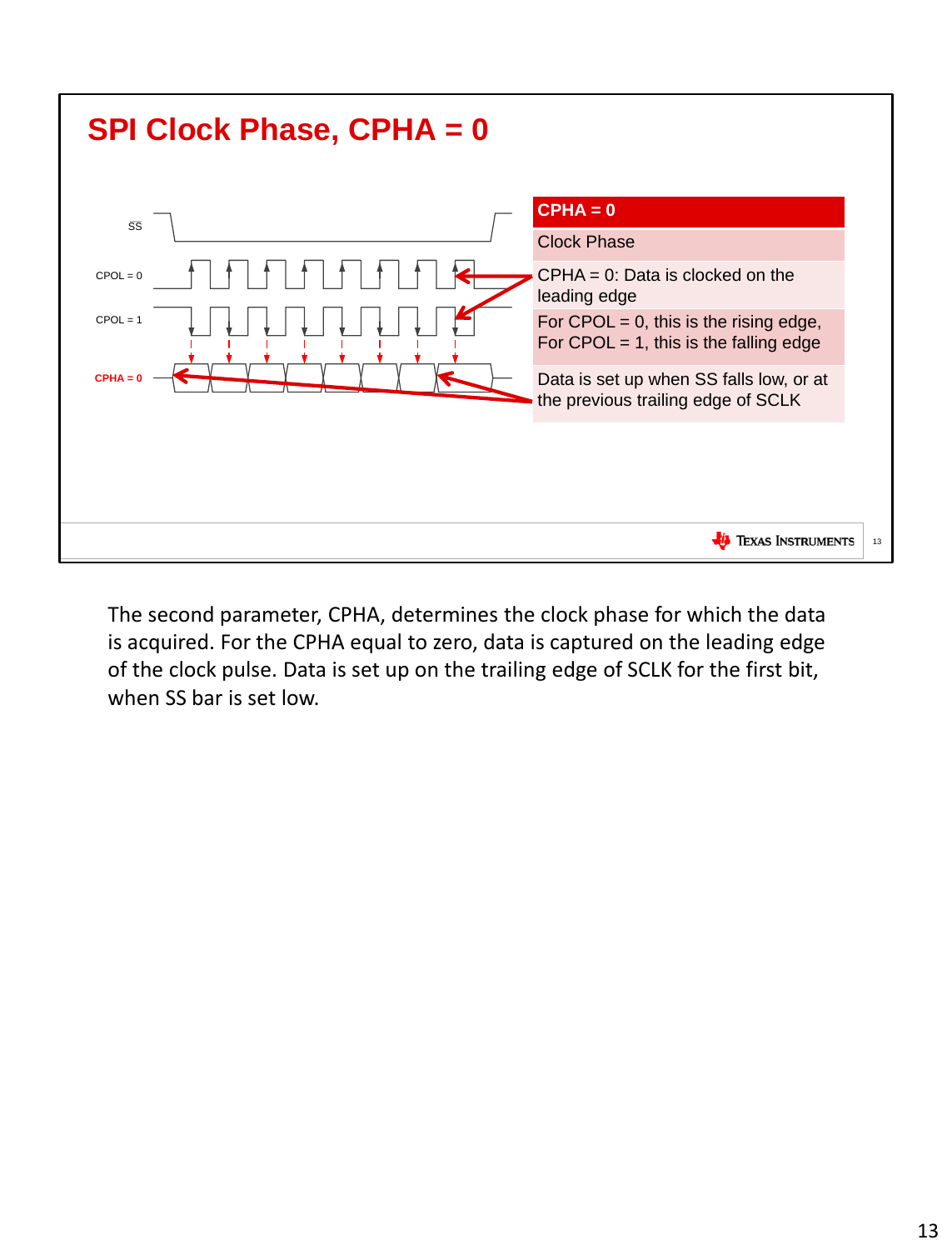# SPI Clock Phase, CPHA = 0

SS

CPOL = 0

CPOL = 1

CPHA = 0

| CPHA = 0 |
|---|
| Clock Phase |
| CPHA = 0: Data is clocked on the leading edge |
| For CPOL = 0, this is the rising edge, For CPOL = 1, this is the falling edge |
| Data is set up when SS falls low, or at the previous trailing edge of SCLK |

The second parameter, CPHA, determines the clock phase for which the data is acquired. For the CPHA equal to zero, data is captured on the leading edge of the clock pulse. Data is set up on the trailing edge of SCLK for the first bit, when SS bar is set low.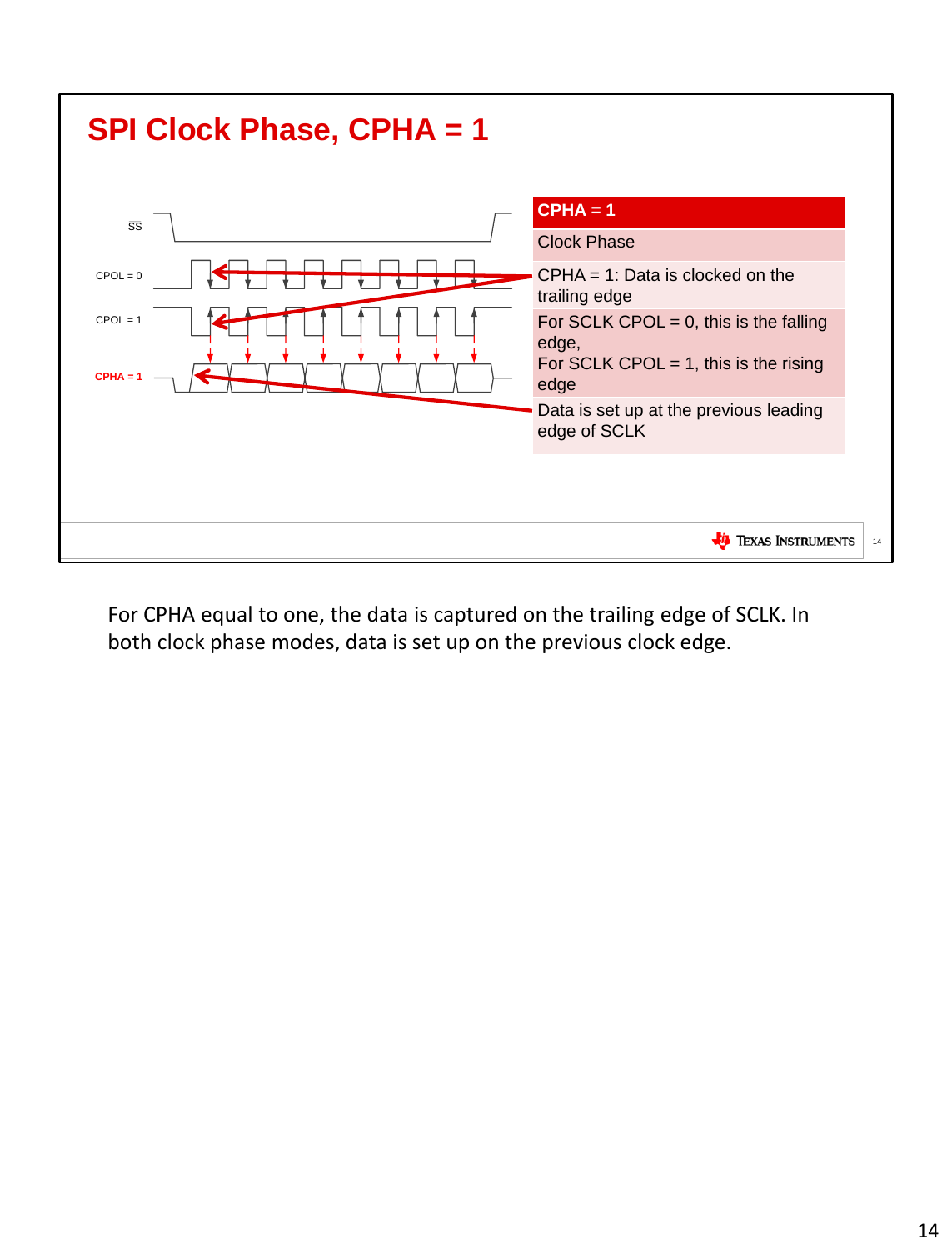# SPI Clock Phase, CPHA = 1

SS

CPOL = 0

CPOL = 1

CPHA = 1

| CPHA = 1 |
|---|
| Clock Phase |
| CPHA = 1: Data is clocked on the trailing edge |
| For SCLK CPOL = 0, this is the falling edge, For SCLK CPOL = 1, this is the rising edge |
| Data is set up at the previous leading edge of SCLK |

For CPHA equal to one, the data is captured on the trailing edge of SCLK. In both clock phase modes, data is set up on the previous clock edge.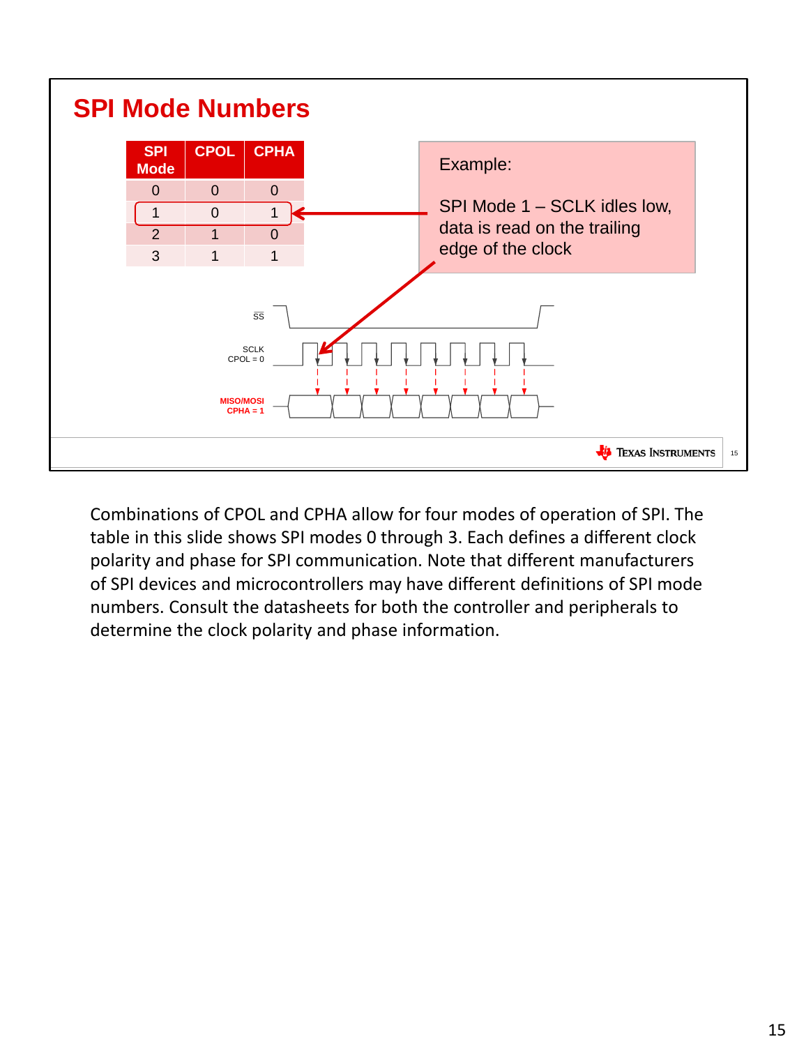## SPI Mode Numbers

| SPI Mode | CPOL | CPHA |
|---|---|---|
| 0 | 0 | 0 |
| 1 | 0 | 1 |
| 2 | 1 | 0 |
| 3 | 1 | 1 |

Example:

SPI Mode 1 – SCLK idles low, data is read on the trailing edge of the clock

SS

SCLK CPOL = 0

MISO/MOSI CPHA = 1

Combinations of CPOL and CPHA allow for four modes of operation of SPI. The table in this slide shows SPI modes 0 through 3. Each defines a different clock polarity and phase for SPI communication. Note that different manufacturers of SPI devices and microcontrollers may have different definitions of SPI mode numbers. Consult the datasheets for both the controller and peripherals to determine the clock polarity and phase information.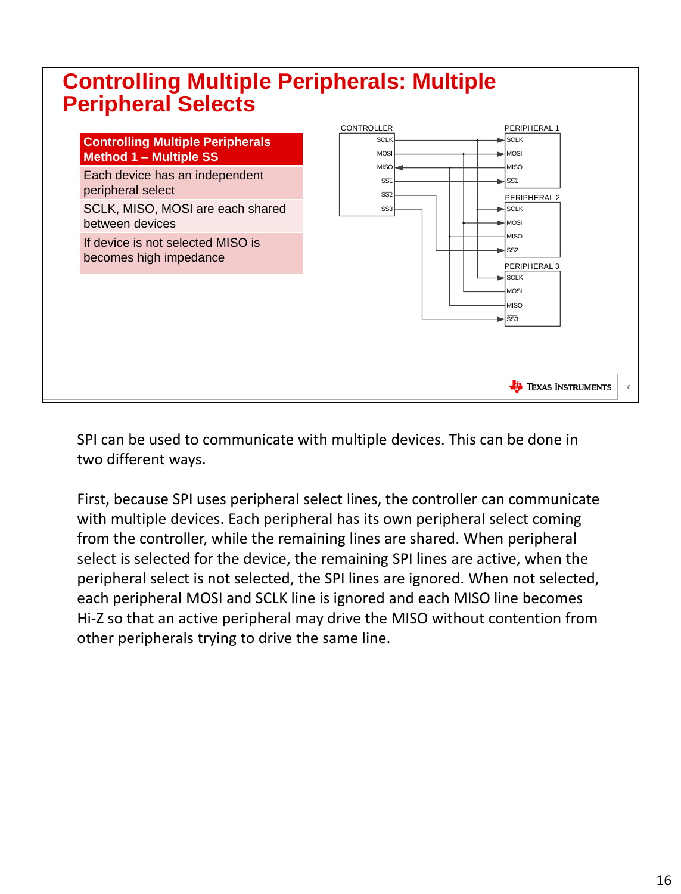# Controlling Multiple Peripherals: Multiple Peripheral Selects

| Controlling Multiple Peripherals Method 1 – Multiple SS |
| --- |
| Each device has an independent peripheral select |
| SCLK, MISO, MOSI are each shared between devices |
| If device is not selected MISO is becomes high impedance |

SPI can be used to communicate with multiple devices. This can be done in two different ways.

First, because SPI uses peripheral select lines, the controller can communicate with multiple devices. Each peripheral has its own peripheral select coming from the controller, while the remaining lines are shared. When peripheral select is selected for the device, the remaining SPI lines are active, when the peripheral select is not selected, the SPI lines are ignored. When not selected, each peripheral MOSI and SCLK line is ignored and each MISO line becomes Hi-Z so that an active peripheral may drive the MISO without contention from other peripherals trying to drive the same line.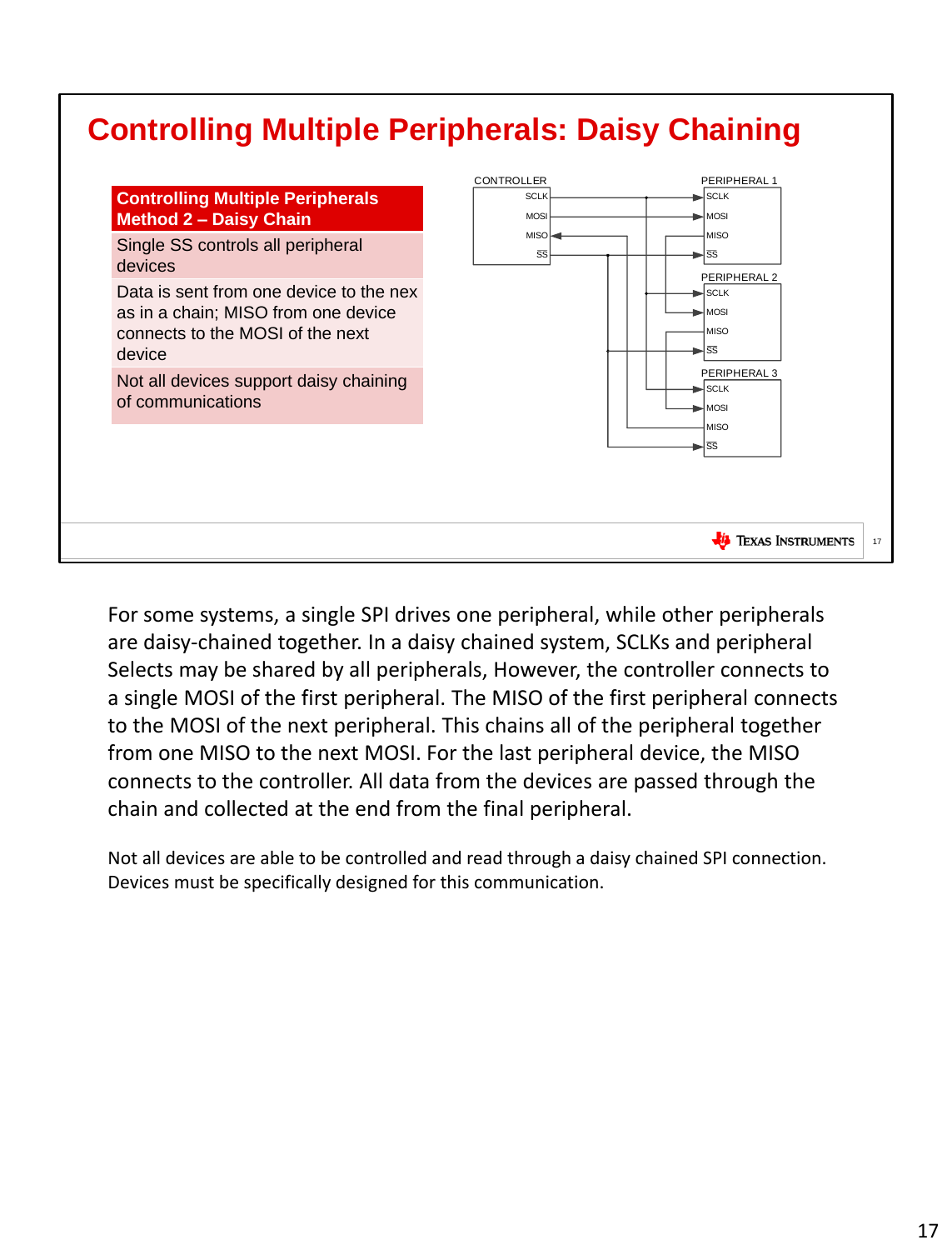# Controlling Multiple Peripherals: Daisy Chaining

| Controlling Multiple Peripherals Method 2 – Daisy Chain |
| --- |
| Single SS controls all peripheral devices |
| Data is sent from one device to the nex as in a chain; MISO from one device connects to the MOSI of the next device |
| Not all devices support daisy chaining of communications |

For some systems, a single SPI drives one peripheral, while other peripherals are daisy-chained together. In a daisy chained system, SCLKs and peripheral Selects may be shared by all peripherals, However, the controller connects to a single MOSI of the first peripheral. The MISO of the first peripheral connects to the MOSI of the next peripheral. This chains all of the peripheral together from one MISO to the next MOSI. For the last peripheral device, the MISO connects to the controller. All data from the devices are passed through the chain and collected at the end from the final peripheral.

Not all devices are able to be controlled and read through a daisy chained SPI connection. Devices must be specifically designed for this communication.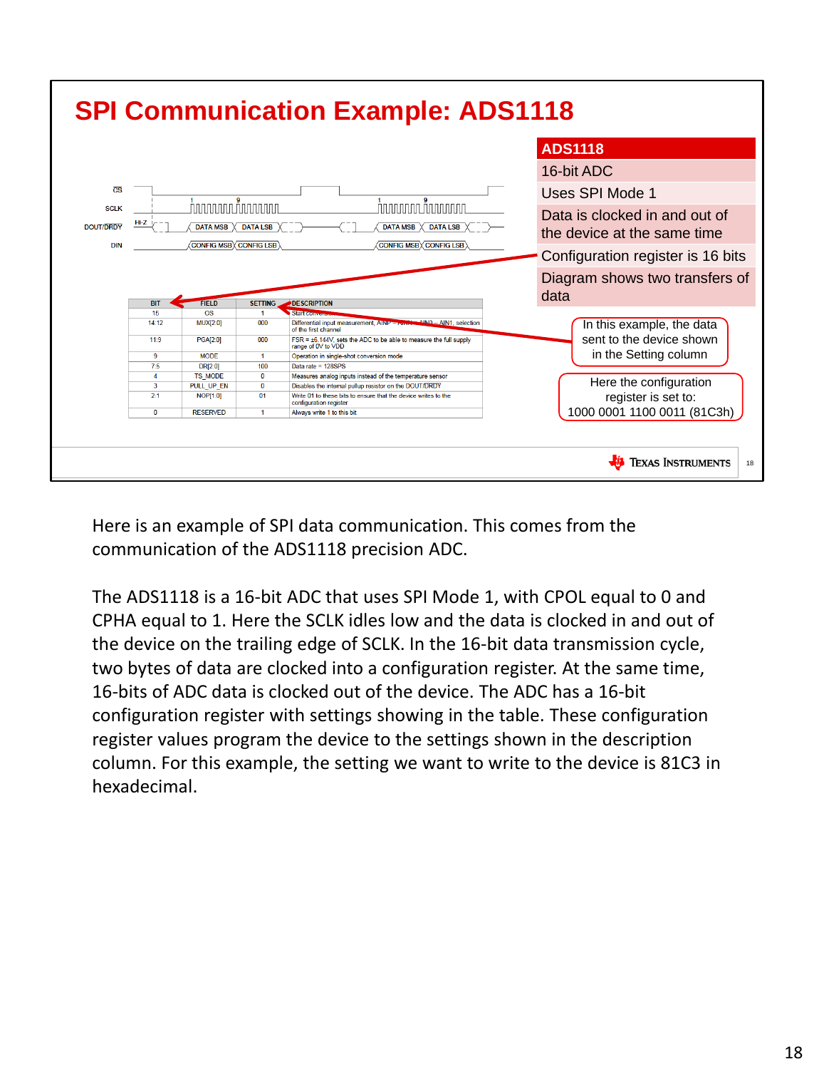# SPI Communication Example: ADS1118

| ADS1118 |
| --- |
| 16-bit ADC |
| Uses SPI Mode 1 |
| Data is clocked in and out of the device at the same time |
| Configuration register is 16 bits |
| Diagram shows two transfers of data |

| BIT | FIELD | SETTING | DESCRIPTION |
| --- | --- | --- | --- |
| 15 | OS | 1 | Start conversion |
| 14:12 | MUX[2:0] | 000 | Differential input measurement, AINP = AIN0 – AIN1, selection of the first channel |
| 11:9 | PGA[2:0] | 000 | FSR = ±6.144V, sets the ADC to be able to measure the full supply range of 0V to VDD |
| 8 | MODE | 1 | Operation in single-shot conversion mode |
| 7:5 | DR[2:0] | 100 | Data rate = 128SPS |
| 4 | TS_MODE | 0 | Measures analog inputs instead of the temperature sensor |
| 3 | PULL_UP_EN | 0 | Disables the internal pullup resistor on the DOUT/DRDY |
| 2:1 | NOP[1:0] | 01 | Write 01 to these bits to ensure that the device writes to the configuration register |
| 0 | RESERVED | 1 | Always write 1 to this bit |

In this example, the data sent to the device shown in the Setting column

Here the configuration register is set to: 1000 0001 1100 0011 (81C3h)

Here is an example of SPI data communication. This comes from the communication of the ADS1118 precision ADC.

The ADS1118 is a 16-bit ADC that uses SPI Mode 1, with CPOL equal to 0 and CPHA equal to 1. Here the SCLK idles low and the data is clocked in and out of the device on the trailing edge of SCLK. In the 16-bit data transmission cycle, two bytes of data are clocked into a configuration register. At the same time, 16-bits of ADC data is clocked out of the device. The ADC has a 16-bit configuration register with settings showing in the table. These configuration register values program the device to the settings shown in the description column. For this example, the setting we want to write to the device is 81C3 in hexadecimal.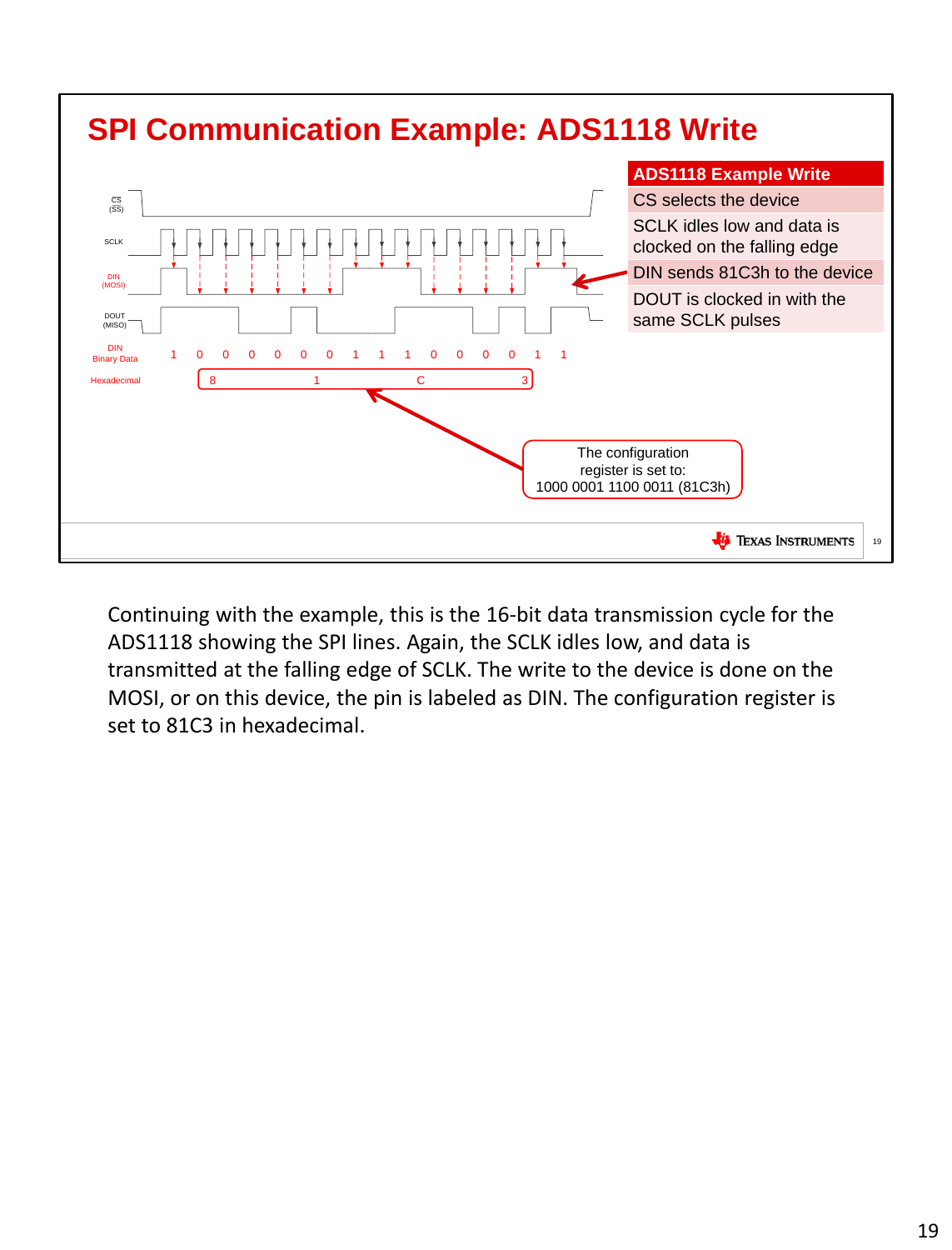# SPI Communication Example: ADS1118 Write

CS (SS)

SCLK

DIN (MOSI)

DOUT (MISO)

DIN Binary Data: 1 0 0 0 0 0 0 1 1 1 0 0 0 0 1 1

Hexadecimal: 8 1 C 3

| ADS1118 Example Write |
|---|
| CS selects the device |
| SCLK idles low and data is clocked on the falling edge |
| DIN sends 81C3h to the device |
| DOUT is clocked in with the same SCLK pulses |

The configuration register is set to:
1000 0001 1100 0011 (81C3h)

Continuing with the example, this is the 16-bit data transmission cycle for the ADS1118 showing the SPI lines. Again, the SCLK idles low, and data is transmitted at the falling edge of SCLK. The write to the device is done on the MOSI, or on this device, the pin is labeled as DIN. The configuration register is set to 81C3 in hexadecimal.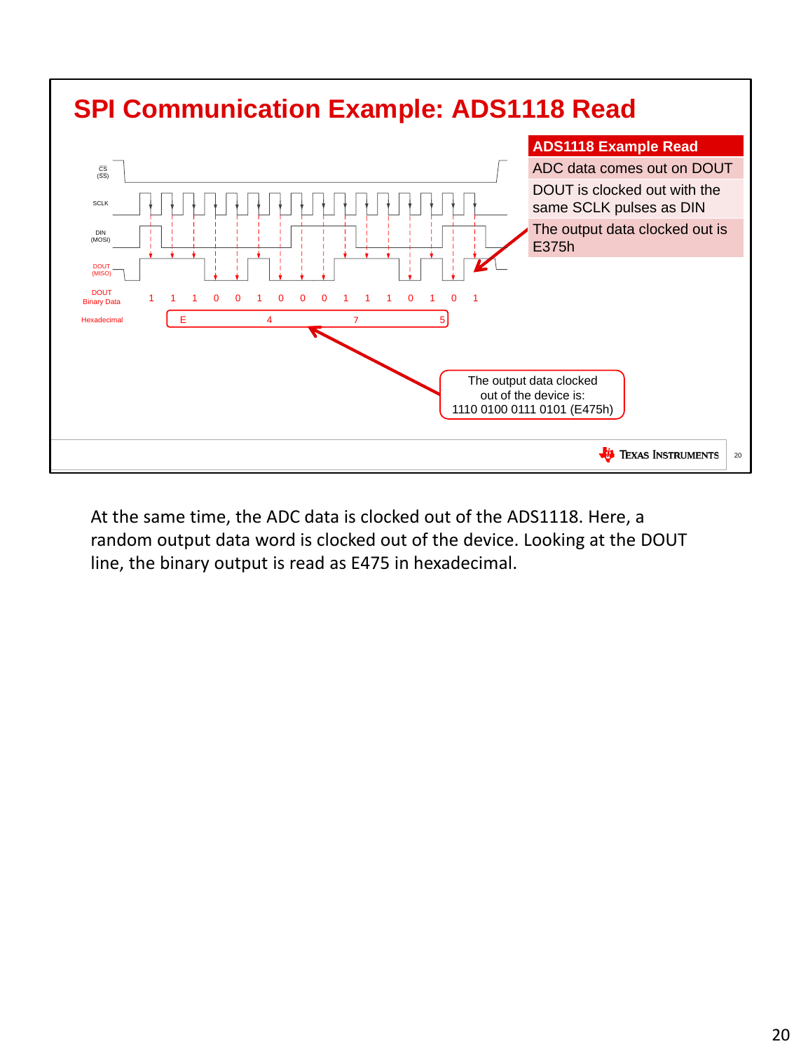# SPI Communication Example: ADS1118 Read

CS (SS)

SCLK

DIN (MOSI)

DOUT (MISO)

| DOUT Binary Data | 1 | 1 | 1 | 0 | 0 | 1 | 0 | 0 | 0 | 1 | 1 | 1 | 0 | 1 | 0 | 1 |
|---|---|---|---|---|---|---|---|---|---|---|---|---|---|---|---|---|
| Hexadecimal | E | | | | 4 | | | | 7 | | | | 5 | | | |

**ADS1118 Example Read**

- ADC data comes out on DOUT
- DOUT is clocked out with the same SCLK pulses as DIN
- The output data clocked out is E375h

The output data clocked out of the device is:
1110 0100 0111 0101 (E475h)

At the same time, the ADC data is clocked out of the ADS1118. Here, a random output data word is clocked out of the device. Looking at the DOUT line, the binary output is read as E475 in hexadecimal.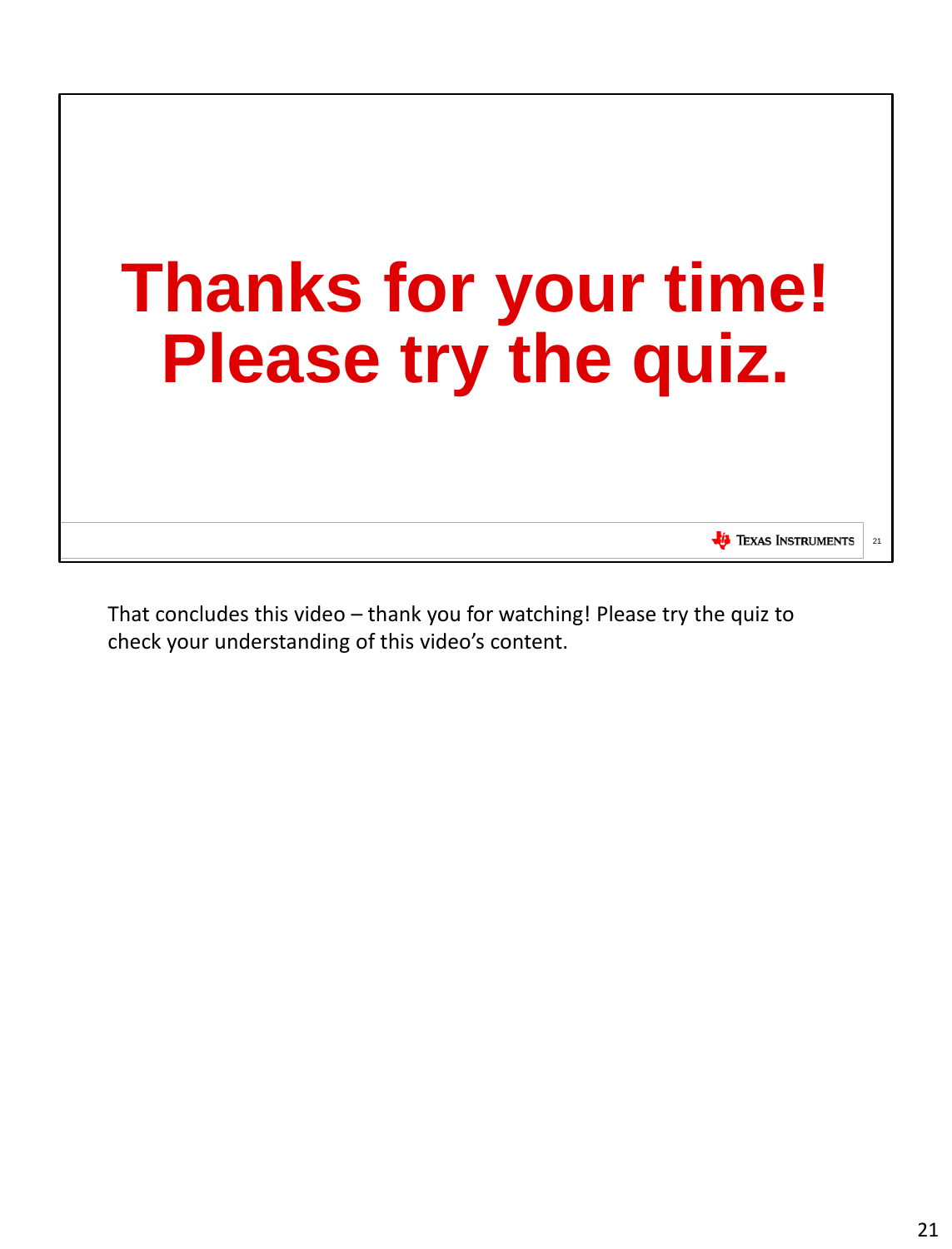# Thanks for your time! Please try the quiz.

That concludes this video – thank you for watching! Please try the quiz to check your understanding of this video's content.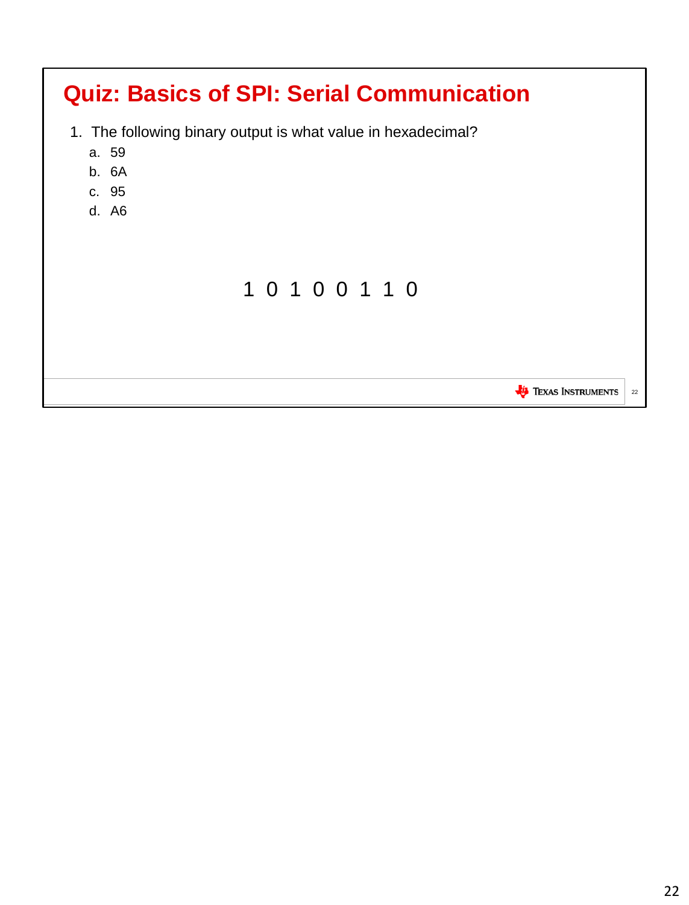# Quiz: Basics of SPI: Serial Communication

1. The following binary output is what value in hexadecimal?
   a. 59
   b. 6A
   c. 95
   d. A6

1 0 1 0 0 1 1 0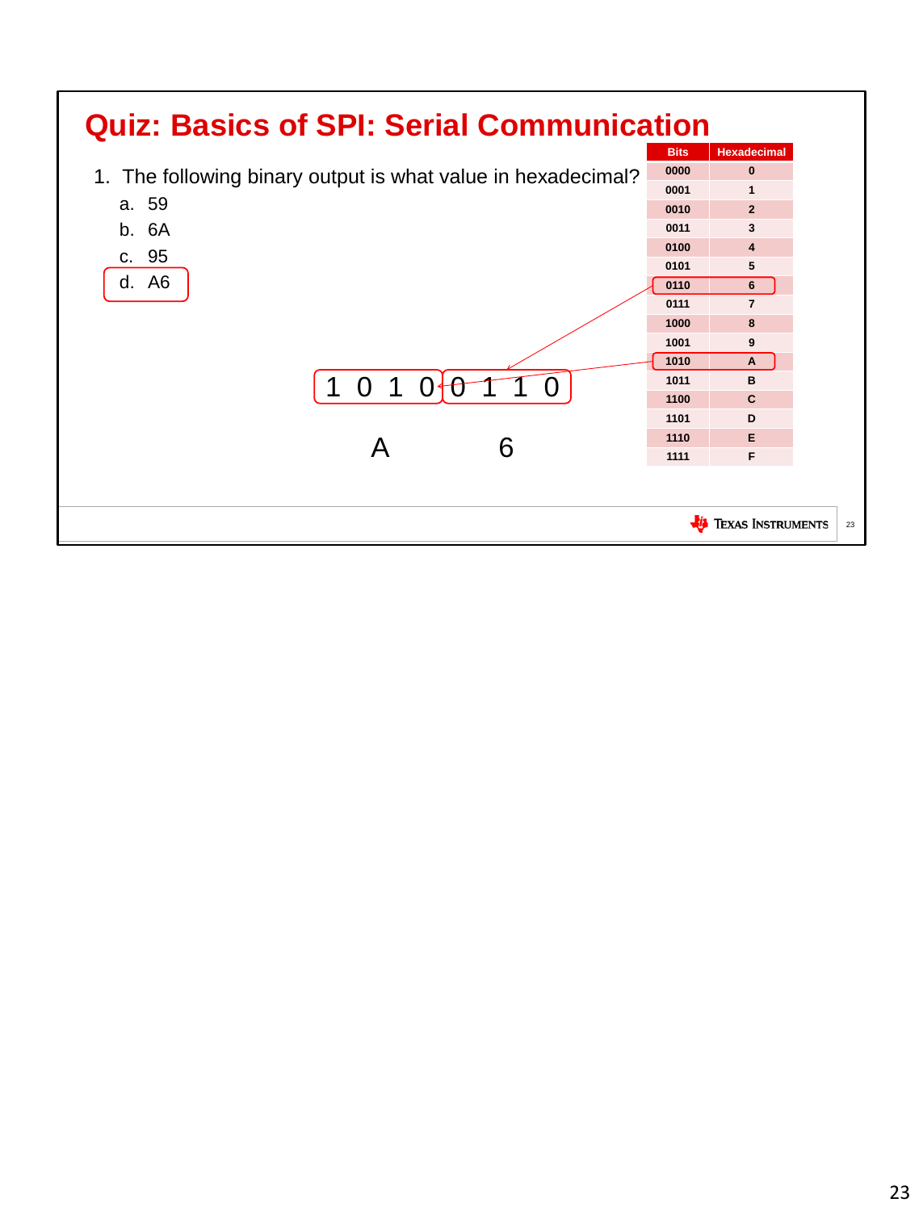# Quiz: Basics of SPI: Serial Communication

1. The following binary output is what value in hexadecimal?
   a. 59
   b. 6A
   c. 95
   d. A6

| Bits | Hexadecimal |
|---|---|
| 0000 | 0 |
| 0001 | 1 |
| 0010 | 2 |
| 0011 | 3 |
| 0100 | 4 |
| 0101 | 5 |
| 0110 | 6 |
| 0111 | 7 |
| 1000 | 8 |
| 1001 | 9 |
| 1010 | A |
| 1011 | B |
| 1100 | C |
| 1101 | D |
| 1110 | E |
| 1111 | F |

1 0 1 0 0 1 1 0

A 6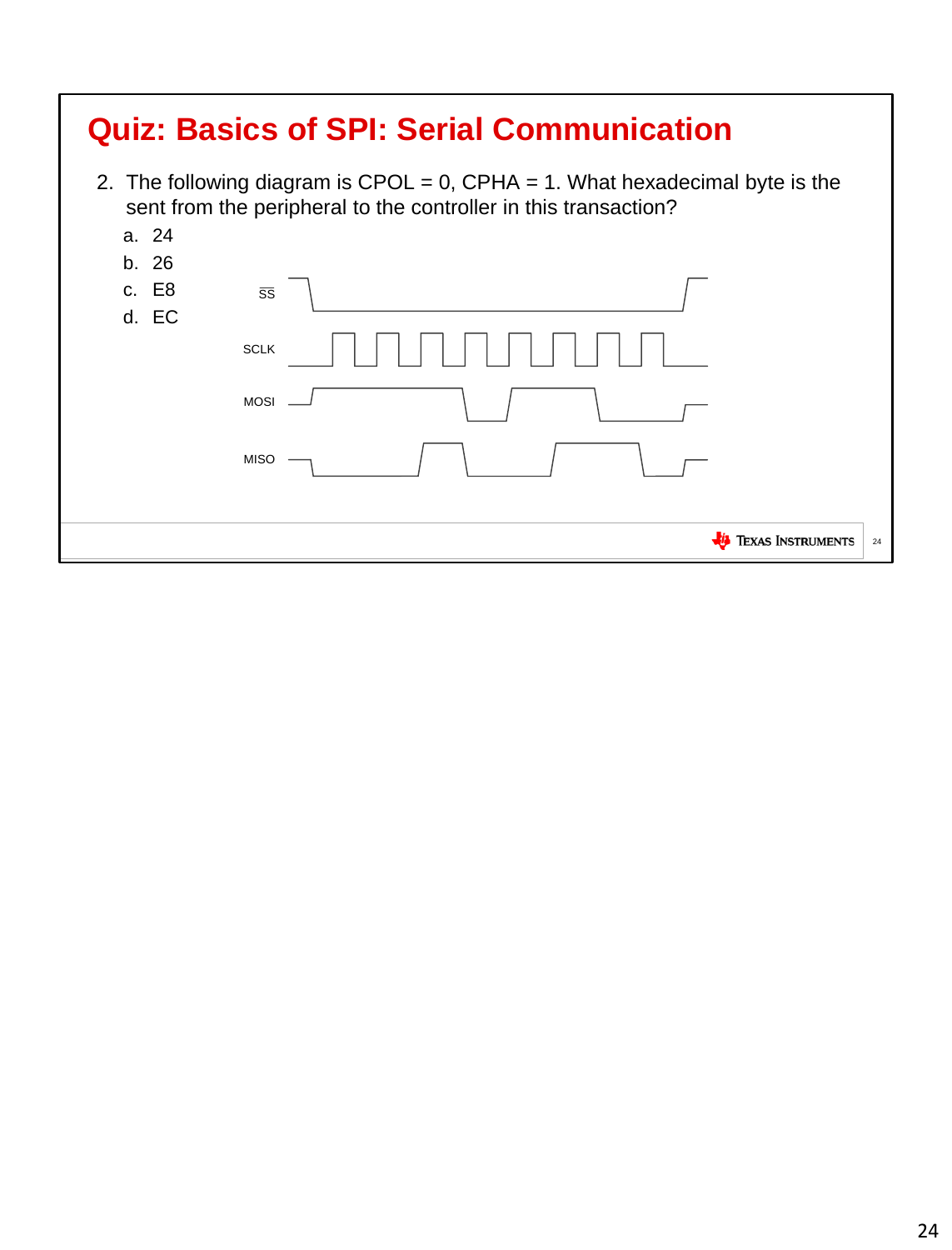# Quiz: Basics of SPI: Serial Communication

2. The following diagram is CPOL = 0, CPHA = 1. What hexadecimal byte is the sent from the peripheral to the controller in this transaction?
   a. 24
   b. 26
   c. E8
   d. EC

SS

SCLK

MOSI

MISO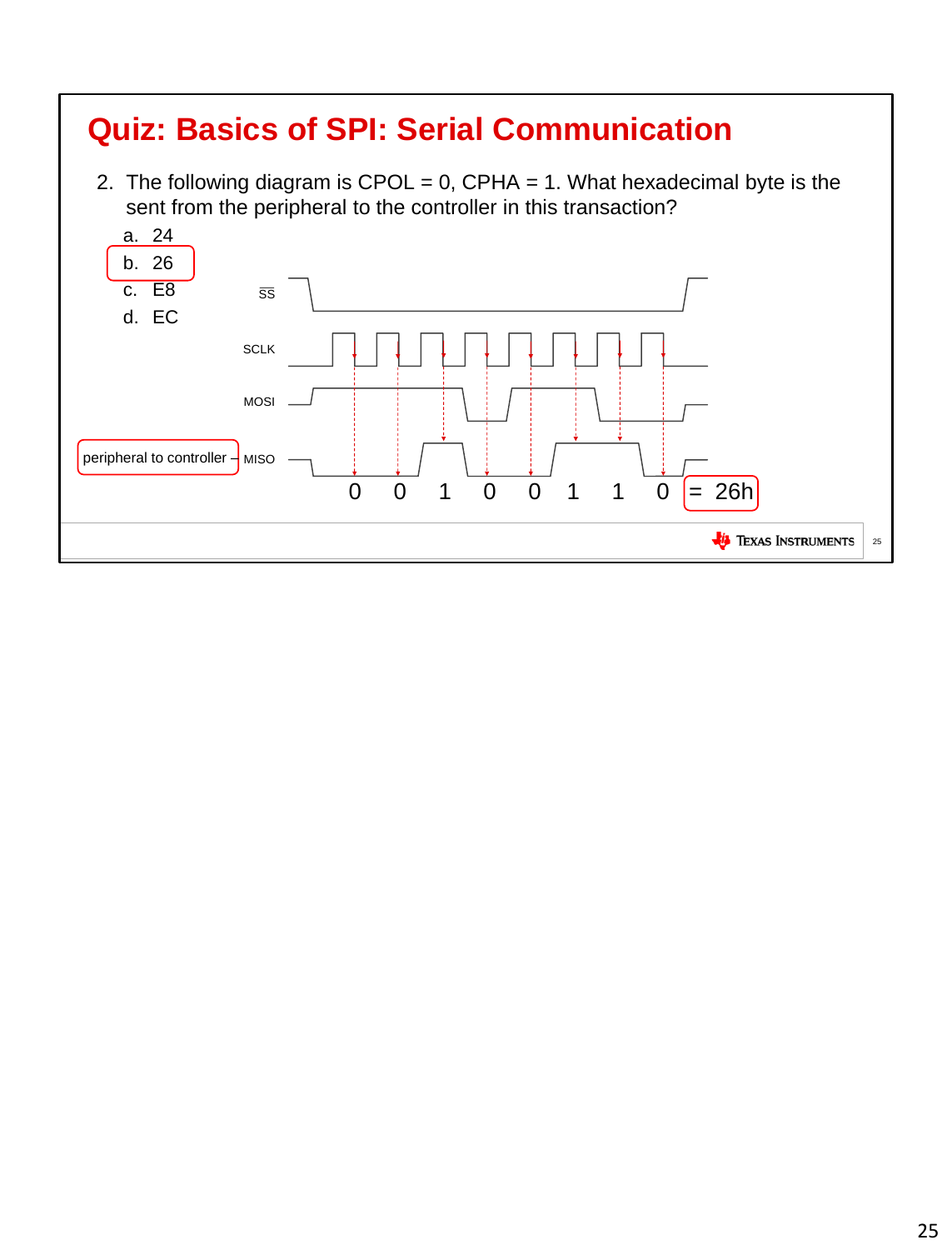# Quiz: Basics of SPI: Serial Communication

2. The following diagram is CPOL = 0, CPHA = 1. What hexadecimal byte is the sent from the peripheral to the controller in this transaction?
   a. 24
   b. 26
   c. E8
   d. EC

SS

SCLK

MOSI

peripheral to controller – MISO

0 0 1 0 0 1 1 0 = 26h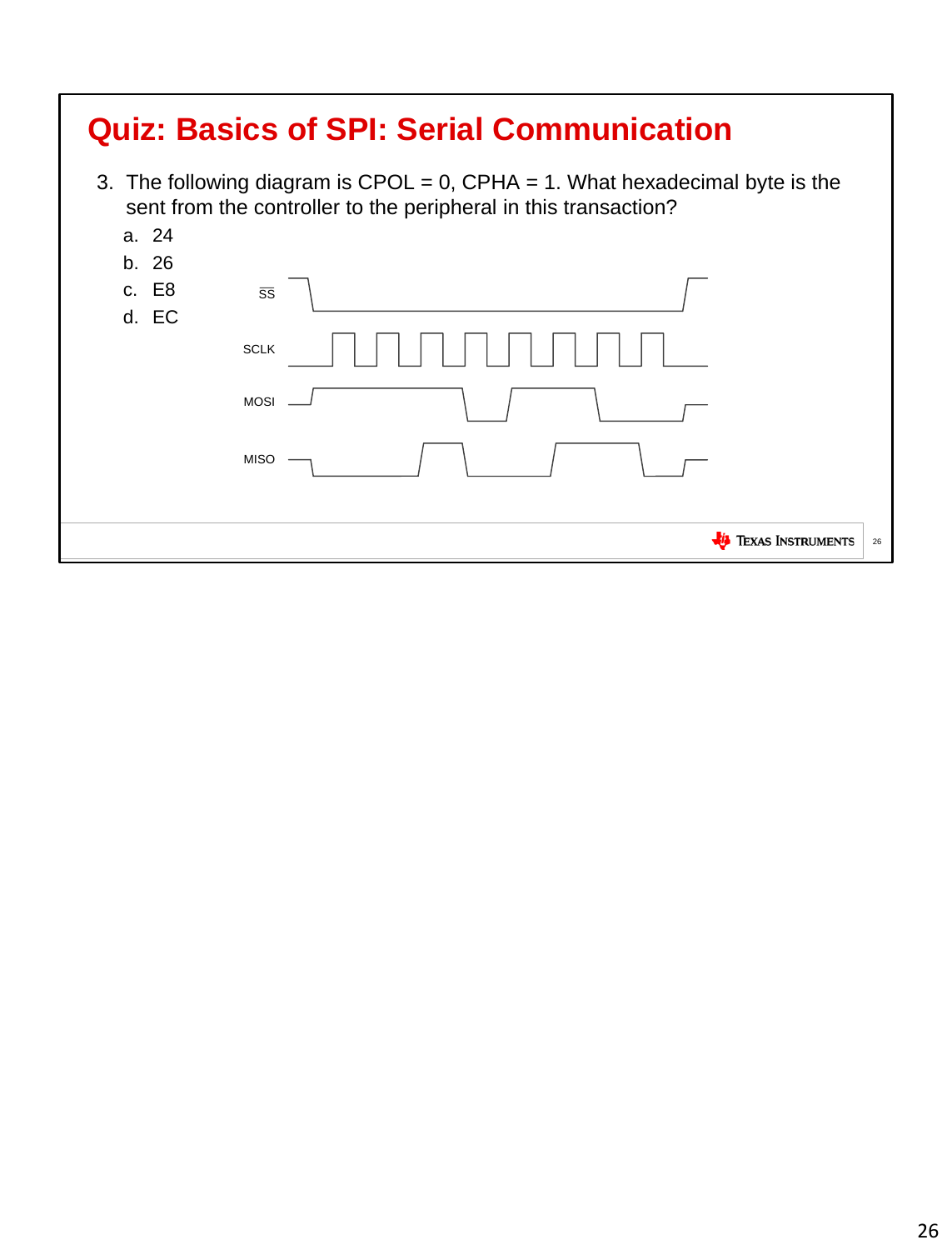# Quiz: Basics of SPI: Serial Communication

3. The following diagram is CPOL = 0, CPHA = 1. What hexadecimal byte is the sent from the controller to the peripheral in this transaction?
   a. 24
   b. 26
   c. E8
   d. EC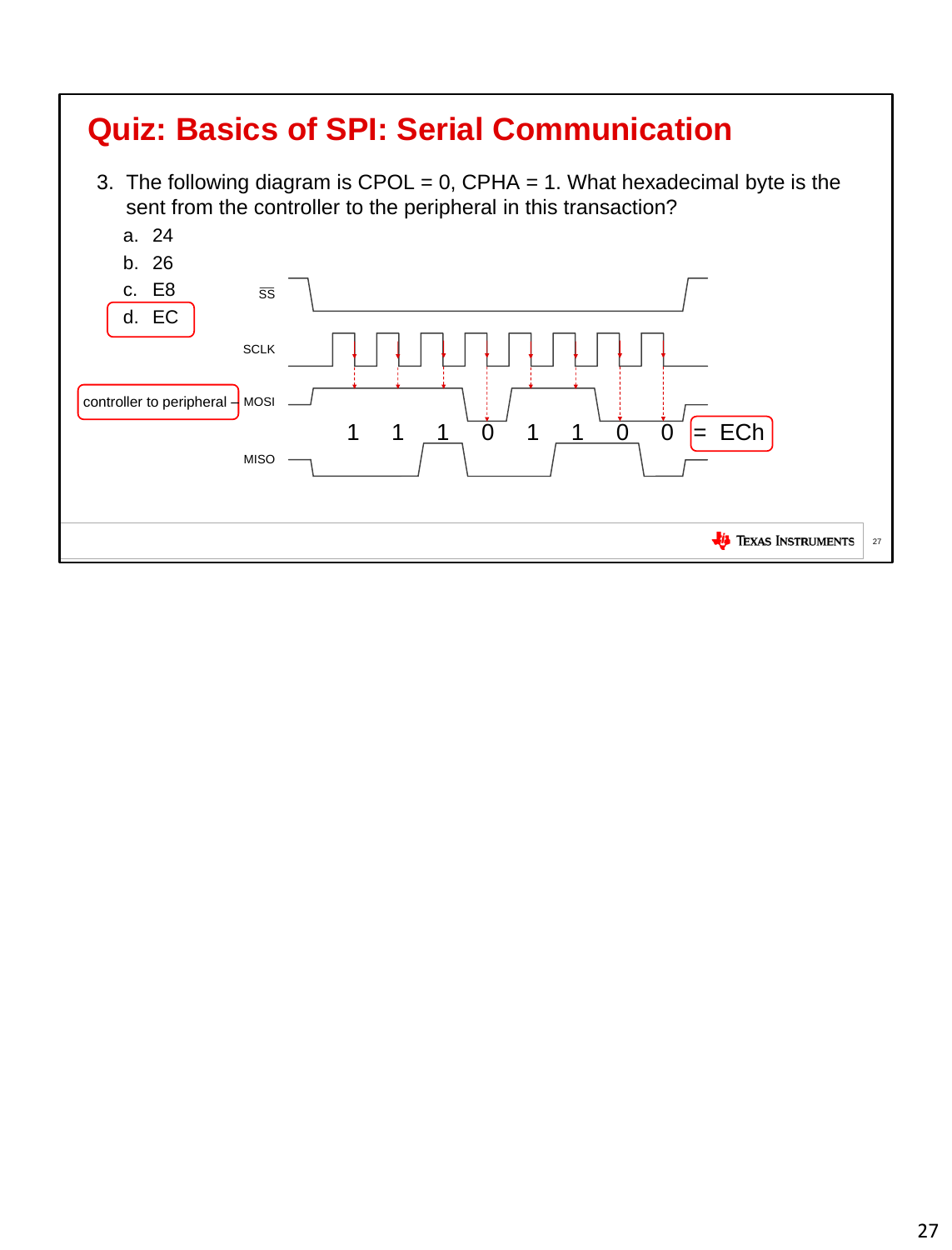# Quiz: Basics of SPI: Serial Communication

3. The following diagram is CPOL = 0, CPHA = 1. What hexadecimal byte is the sent from the controller to the peripheral in this transaction?
   a. 24
   b. 26
   c. E8
   d. EC

$\overline{SS}$

SCLK

controller to peripheral – MOSI

1 1 1 0 1 1 0 0 = ECh

MISO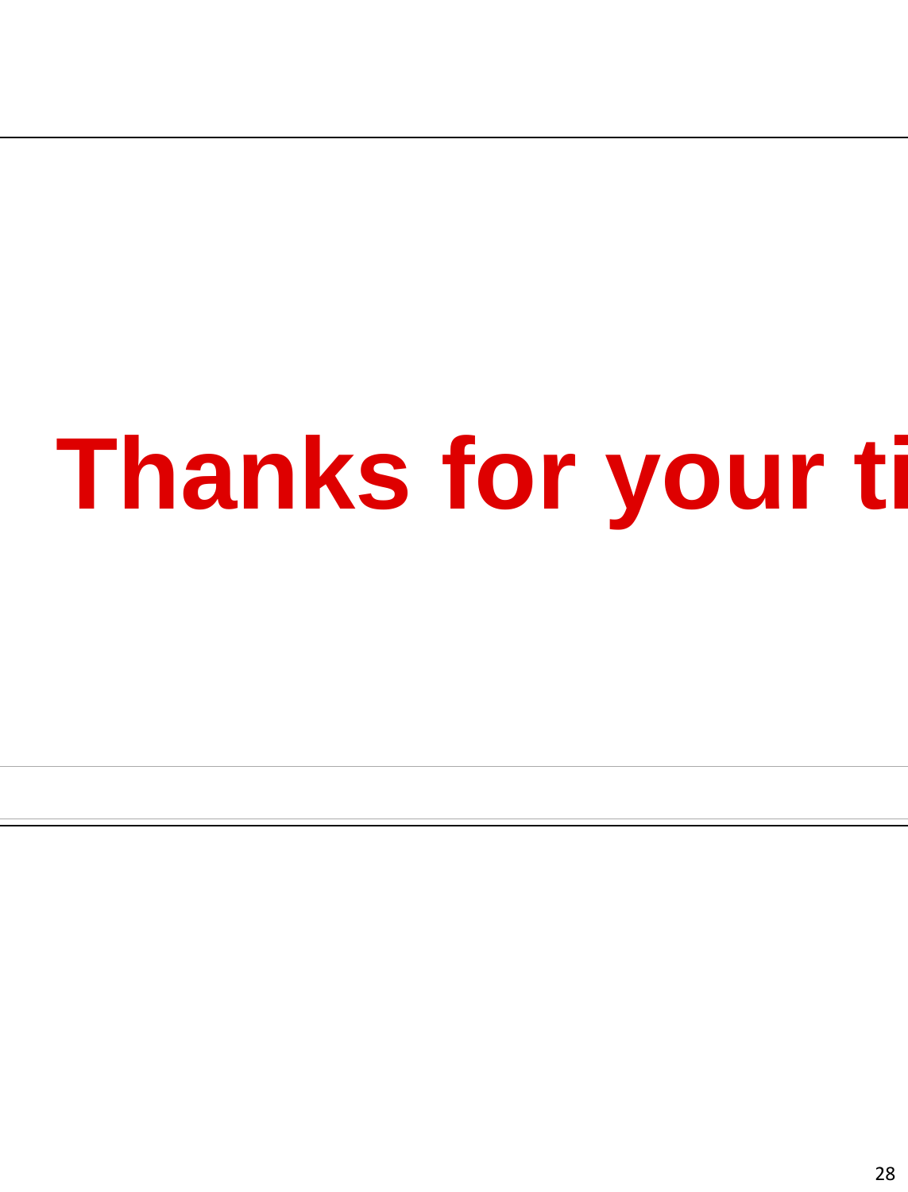# Thanks for your ti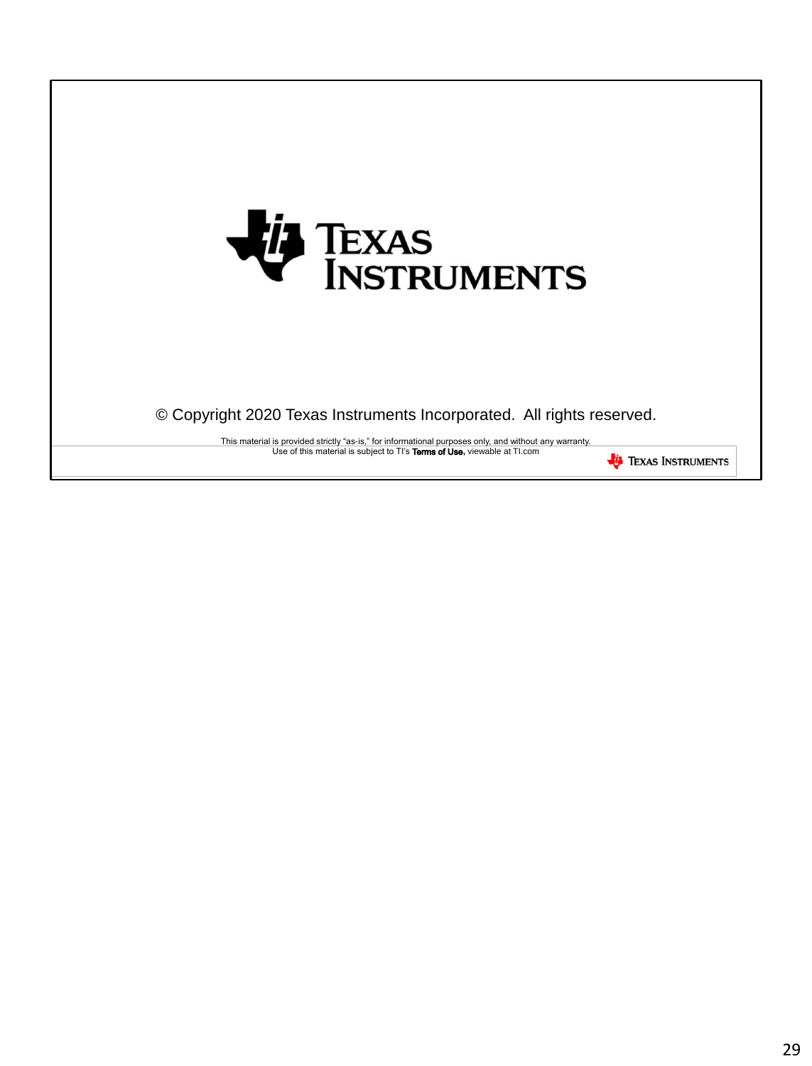© Copyright 2020 Texas Instruments Incorporated. All rights reserved.

This material is provided strictly "as-is," for informational purposes only, and without any warranty.
Use of this material is subject to TI's **Terms of Use**, viewable at TI.com